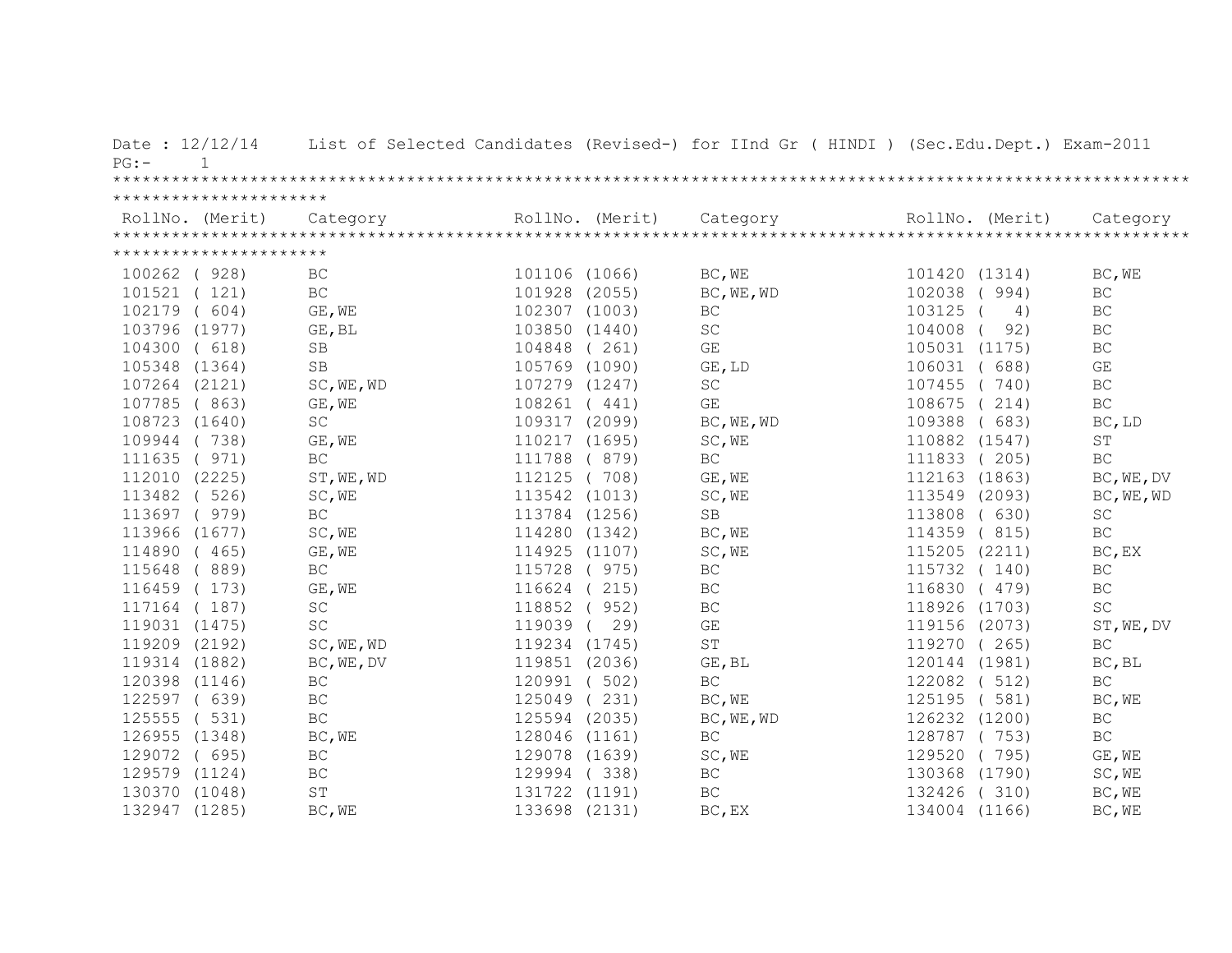Date : 12/12/14 List of Selected Candidates (Revised-) for IInd Gr ( HINDI ) (Sec.Edu.Dept.) Exam-2011

| RollNo. (Merit) | Category | RollNo. (Merit) | Category | RollNo. (Merit) | Category |
|---|---|---|---|---|---|
| 100262 ( 928) | BC | 101106 (1066) | BC,WE | 101420 (1314) | BC,WE |
| 101521 ( 121) | BC | 101928 (2055) | BC,WE,WD | 102038 ( 994) | BC |
| 102179 ( 604) | GE,WE | 102307 (1003) | BC | 103125 ( 4) | BC |
| 103796 (1977) | GE,BL | 103850 (1440) | SC | 104008 ( 92) | BC |
| 104300 ( 618) | SB | 104848 ( 261) | GE | 105031 (1175) | BC |
| 105348 (1364) | SB | 105769 (1090) | GE,LD | 106031 ( 688) | GE |
| 107264 (2121) | SC,WE,WD | 107279 (1247) | SC | 107455 ( 740) | BC |
| 107785 ( 863) | GE,WE | 108261 ( 441) | GE | 108675 ( 214) | BC |
| 108723 (1640) | SC | 109317 (2099) | BC,WE,WD | 109388 ( 683) | BC,LD |
| 109944 ( 738) | GE,WE | 110217 (1695) | SC,WE | 110882 (1547) | ST |
| 111635 ( 971) | BC | 111788 ( 879) | BC | 111833 ( 205) | BC |
| 112010 (2225) | ST,WE,WD | 112125 ( 708) | GE,WE | 112163 (1863) | BC,WE,DV |
| 113482 ( 526) | SC,WE | 113542 (1013) | SC,WE | 113549 (2093) | BC,WE,WD |
| 113697 ( 979) | BC | 113784 (1256) | SB | 113808 ( 630) | SC |
| 113966 (1677) | SC,WE | 114280 (1342) | BC,WE | 114359 ( 815) | BC |
| 114890 ( 465) | GE,WE | 114925 (1107) | SC,WE | 115205 (2211) | BC,EX |
| 115648 ( 889) | BC | 115728 ( 975) | BC | 115732 ( 140) | BC |
| 116459 ( 173) | GE,WE | 116624 ( 215) | BC | 116830 ( 479) | BC |
| 117164 ( 187) | SC | 118852 ( 952) | BC | 118926 (1703) | SC |
| 119031 (1475) | SC | 119039 ( 29) | GE | 119156 (2073) | ST,WE,DV |
| 119209 (2192) | SC,WE,WD | 119234 (1745) | ST | 119270 ( 265) | BC |
| 119314 (1882) | BC,WE,DV | 119851 (2036) | GE,BL | 120144 (1981) | BC,BL |
| 120398 (1146) | BC | 120991 ( 502) | BC | 122082 ( 512) | BC |
| 122597 ( 639) | BC | 125049 ( 231) | BC,WE | 125195 ( 581) | BC,WE |
| 125555 ( 531) | BC | 125594 (2035) | BC,WE,WD | 126232 (1200) | BC |
| 126955 (1348) | BC,WE | 128046 (1161) | BC | 128787 ( 753) | BC |
| 129072 ( 695) | BC | 129078 (1639) | SC,WE | 129520 ( 795) | GE,WE |
| 129579 (1124) | BC | 129994 ( 338) | BC | 130368 (1790) | SC,WE |
| 130370 (1048) | ST | 131722 (1191) | BC | 132426 ( 310) | BC,WE |
| 132947 (1285) | BC,WE | 133698 (2131) | BC,EX | 134004 (1166) | BC,WE |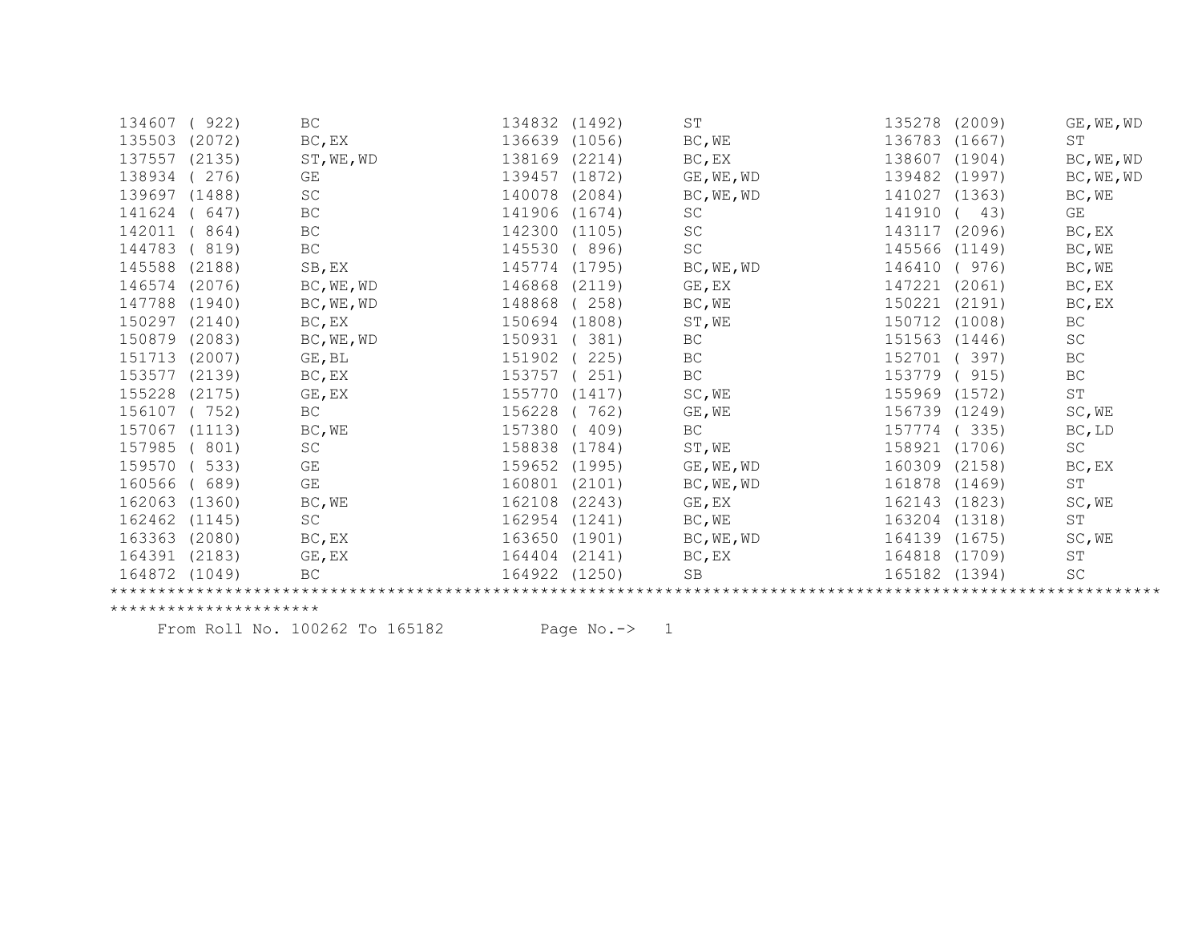| Roll No. | Rank | Category | Roll No. | Rank | Category | Roll No. | Rank | Category |
|---|---|---|---|---|---|---|---|---|
| 134607 | ( 922) | BC | 134832 | (1492) | ST | 135278 | (2009) | GE,WE,WD |
| 135503 | (2072) | BC,EX | 136639 | (1056) | BC,WE | 136783 | (1667) | ST |
| 137557 | (2135) | ST,WE,WD | 138169 | (2214) | BC,EX | 138607 | (1904) | BC,WE,WD |
| 138934 | ( 276) | GE | 139457 | (1872) | GE,WE,WD | 139482 | (1997) | BC,WE,WD |
| 139697 | (1488) | SC | 140078 | (2084) | BC,WE,WD | 141027 | (1363) | BC,WE |
| 141624 | ( 647) | BC | 141906 | (1674) | SC | 141910 | ( 43) | GE |
| 142011 | ( 864) | BC | 142300 | (1105) | SC | 143117 | (2096) | BC,EX |
| 144783 | ( 819) | BC | 145530 | ( 896) | SC | 145566 | (1149) | BC,WE |
| 145588 | (2188) | SB,EX | 145774 | (1795) | BC,WE,WD | 146410 | ( 976) | BC,WE |
| 146574 | (2076) | BC,WE,WD | 146868 | (2119) | GE,EX | 147221 | (2061) | BC,EX |
| 147788 | (1940) | BC,WE,WD | 148868 | ( 258) | BC,WE | 150221 | (2191) | BC,EX |
| 150297 | (2140) | BC,EX | 150694 | (1808) | ST,WE | 150712 | (1008) | BC |
| 150879 | (2083) | BC,WE,WD | 150931 | ( 381) | BC | 151563 | (1446) | SC |
| 151713 | (2007) | GE,BL | 151902 | ( 225) | BC | 152701 | ( 397) | BC |
| 153577 | (2139) | BC,EX | 153757 | ( 251) | BC | 153779 | ( 915) | BC |
| 155228 | (2175) | GE,EX | 155770 | (1417) | SC,WE | 155969 | (1572) | ST |
| 156107 | ( 752) | BC | 156228 | ( 762) | GE,WE | 156739 | (1249) | SC,WE |
| 157067 | (1113) | BC,WE | 157380 | ( 409) | BC | 157774 | ( 335) | BC,LD |
| 157985 | ( 801) | SC | 158838 | (1784) | ST,WE | 158921 | (1706) | SC |
| 159570 | ( 533) | GE | 159652 | (1995) | GE,WE,WD | 160309 | (2158) | BC,EX |
| 160566 | ( 689) | GE | 160801 | (2101) | BC,WE,WD | 161878 | (1469) | ST |
| 162063 | (1360) | BC,WE | 162108 | (2243) | GE,EX | 162143 | (1823) | SC,WE |
| 162462 | (1145) | SC | 162954 | (1241) | BC,WE | 163204 | (1318) | ST |
| 163363 | (2080) | BC,EX | 163650 | (1901) | BC,WE,WD | 164139 | (1675) | SC,WE |
| 164391 | (2183) | GE,EX | 164404 | (2141) | BC,EX | 164818 | (1709) | ST |
| 164872 | (1049) | BC | 164922 | (1250) | SB | 165182 | (1394) | SC |

From Roll No. 100262 To 165182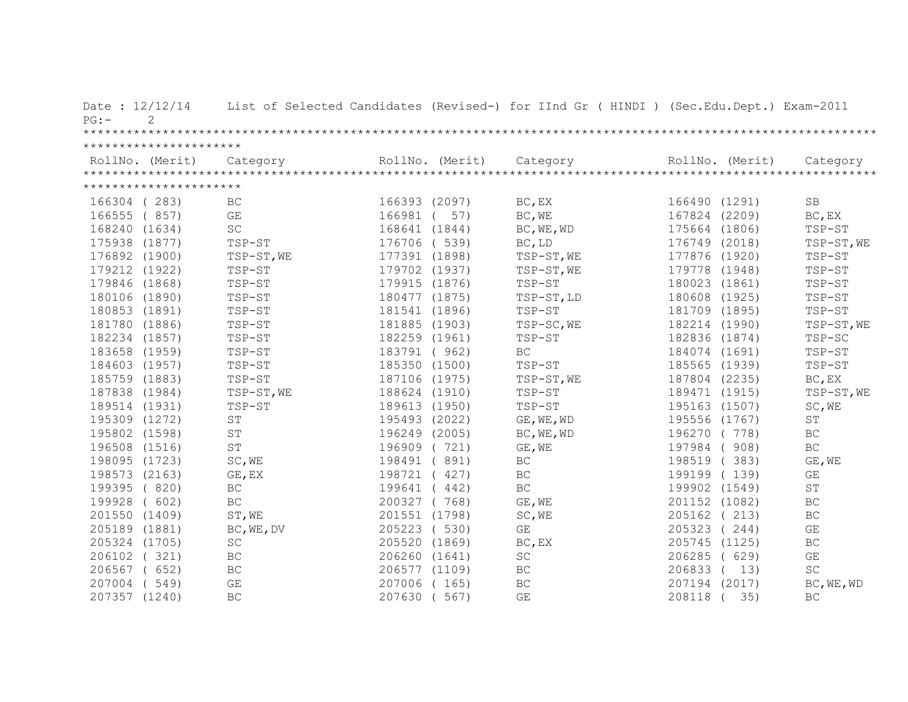Date : 12/12/14 List of Selected Candidates (Revised-) for IInd Gr ( HINDI ) (Sec.Edu.Dept.) Exam-2011

PG:- 2

| RollNo. (Merit) | Category | RollNo. (Merit) | Category | RollNo. (Merit) | Category |
|---|---|---|---|---|---|
| 166304 ( 283) | BC | 166393 (2097) | BC,EX | 166490 (1291) | SB |
| 166555 ( 857) | GE | 166981 ( 57) | BC,WE | 167824 (2209) | BC,EX |
| 168240 (1634) | SC | 168641 (1844) | BC,WE,WD | 175664 (1806) | TSP-ST |
| 175938 (1877) | TSP-ST | 176706 ( 539) | BC,LD | 176749 (2018) | TSP-ST,WE |
| 176892 (1900) | TSP-ST,WE | 177391 (1898) | TSP-ST,WE | 177876 (1920) | TSP-ST |
| 179212 (1922) | TSP-ST | 179702 (1937) | TSP-ST,WE | 179778 (1948) | TSP-ST |
| 179846 (1868) | TSP-ST | 179915 (1876) | TSP-ST | 180023 (1861) | TSP-ST |
| 180106 (1890) | TSP-ST | 180477 (1875) | TSP-ST,LD | 180608 (1925) | TSP-ST |
| 180853 (1891) | TSP-ST | 181541 (1896) | TSP-ST | 181709 (1895) | TSP-ST |
| 181780 (1886) | TSP-ST | 181885 (1903) | TSP-SC,WE | 182214 (1990) | TSP-ST,WE |
| 182234 (1857) | TSP-ST | 182259 (1961) | TSP-ST | 182836 (1874) | TSP-SC |
| 183658 (1959) | TSP-ST | 183791 ( 962) | BC | 184074 (1691) | TSP-ST |
| 184603 (1957) | TSP-ST | 185350 (1500) | TSP-ST | 185565 (1939) | TSP-ST |
| 185759 (1883) | TSP-ST | 187106 (1975) | TSP-ST,WE | 187804 (2235) | BC,EX |
| 187838 (1984) | TSP-ST,WE | 188624 (1910) | TSP-ST | 189471 (1915) | TSP-ST,WE |
| 189514 (1931) | TSP-ST | 189613 (1950) | TSP-ST | 195163 (1507) | SC,WE |
| 195309 (1272) | ST | 195493 (2022) | GE,WE,WD | 195556 (1767) | ST |
| 195802 (1598) | ST | 196249 (2005) | BC,WE,WD | 196270 ( 778) | BC |
| 196508 (1516) | ST | 196909 ( 721) | GE,WE | 197984 ( 908) | BC |
| 198095 (1723) | SC,WE | 198491 ( 891) | BC | 198519 ( 383) | GE,WE |
| 198573 (2163) | GE,EX | 198721 ( 427) | BC | 199199 ( 139) | GE |
| 199395 ( 820) | BC | 199641 ( 442) | BC | 199902 (1549) | ST |
| 199928 ( 602) | BC | 200327 ( 768) | GE,WE | 201152 (1082) | BC |
| 201550 (1409) | ST,WE | 201551 (1798) | SC,WE | 205162 ( 213) | BC |
| 205189 (1881) | BC,WE,DV | 205223 ( 530) | GE | 205323 ( 244) | GE |
| 205324 (1705) | SC | 205520 (1869) | BC,EX | 205745 (1125) | BC |
| 206102 ( 321) | BC | 206260 (1641) | SC | 206285 ( 629) | GE |
| 206567 ( 652) | BC | 206577 (1109) | BC | 206833 ( 13) | SC |
| 207004 ( 549) | GE | 207006 ( 165) | BC | 207194 (2017) | BC,WE,WD |
| 207357 (1240) | BC | 207630 ( 567) | GE | 208118 ( 35) | BC |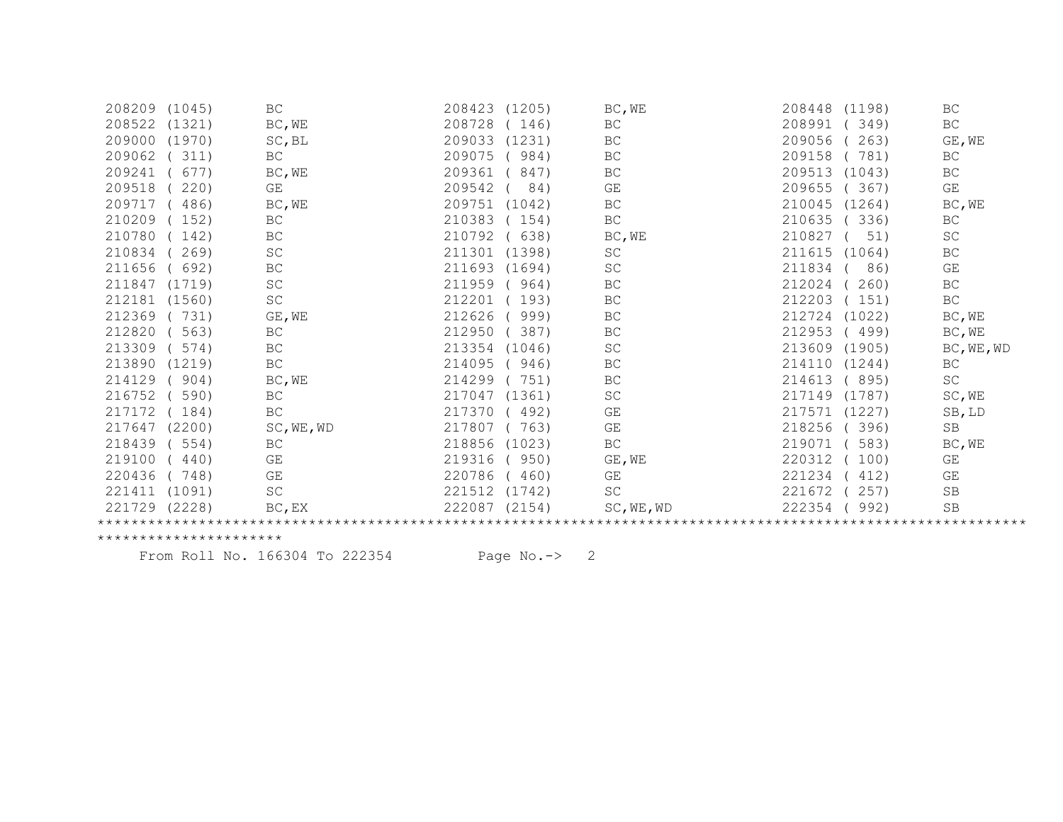```
208209 (1045)      BC                 208423 (1205)      BC,WE              208448 (1198)      BC
208522 (1321)      BC,WE              208728 ( 146)      BC                 208991 ( 349)      BC
209000 (1970)      SC,BL              209033 (1231)      BC                 209056 ( 263)      GE,WE
209062 ( 311)      BC                 209075 ( 984)      BC                 209158 ( 781)      BC
209241 ( 677)      BC,WE              209361 ( 847)      BC                 209513 (1043)      BC
209518 ( 220)      GE                 209542 (  84)      GE                 209655 ( 367)      GE
209717 ( 486)      BC,WE              209751 (1042)      BC                 210045 (1264)      BC,WE
210209 ( 152)      BC                 210383 ( 154)      BC                 210635 ( 336)      BC
210780 ( 142)      BC                 210792 ( 638)      BC,WE              210827 (  51)      SC
210834 ( 269)      SC                 211301 (1398)      SC                 211615 (1064)      BC
211656 ( 692)      BC                 211693 (1694)      SC                 211834 (  86)      GE
211847 (1719)      SC                 211959 ( 964)      BC                 212024 ( 260)      BC
212181 (1560)      SC                 212201 ( 193)      BC                 212203 ( 151)      BC
212369 ( 731)      GE,WE              212626 ( 999)      BC                 212724 (1022)      BC,WE
212820 ( 563)      BC                 212950 ( 387)      BC                 212953 ( 499)      BC,WE
213309 ( 574)      BC                 213354 (1046)      SC                 213609 (1905)      BC,WE,WD
213890 (1219)      BC                 214095 ( 946)      BC                 214110 (1244)      BC
214129 ( 904)      BC,WE              214299 ( 751)      BC                 214613 ( 895)      SC
216752 ( 590)      BC                 217047 (1361)      SC                 217149 (1787)      SC,WE
217172 ( 184)      BC                 217370 ( 492)      GE                 217571 (1227)      SB,LD
217647 (2200)      SC,WE,WD           217807 ( 763)      GE                 218256 ( 396)      SB
218439 ( 554)      BC                 218856 (1023)      BC                 219071 ( 583)      BC,WE
219100 ( 440)      GE                 219316 ( 950)      GE,WE              220312 ( 100)      GE
220436 ( 748)      GE                 220786 ( 460)      GE                 221234 ( 412)      GE
221411 (1091)      SC                 221512 (1742)      SC                 221672 ( 257)      SB
221729 (2228)      BC,EX              222087 (2154)      SC,WE,WD           222354 ( 992)      SB
***************************************************************************************************************************
From Roll No. 166304 To 222354          Page No.->   2
```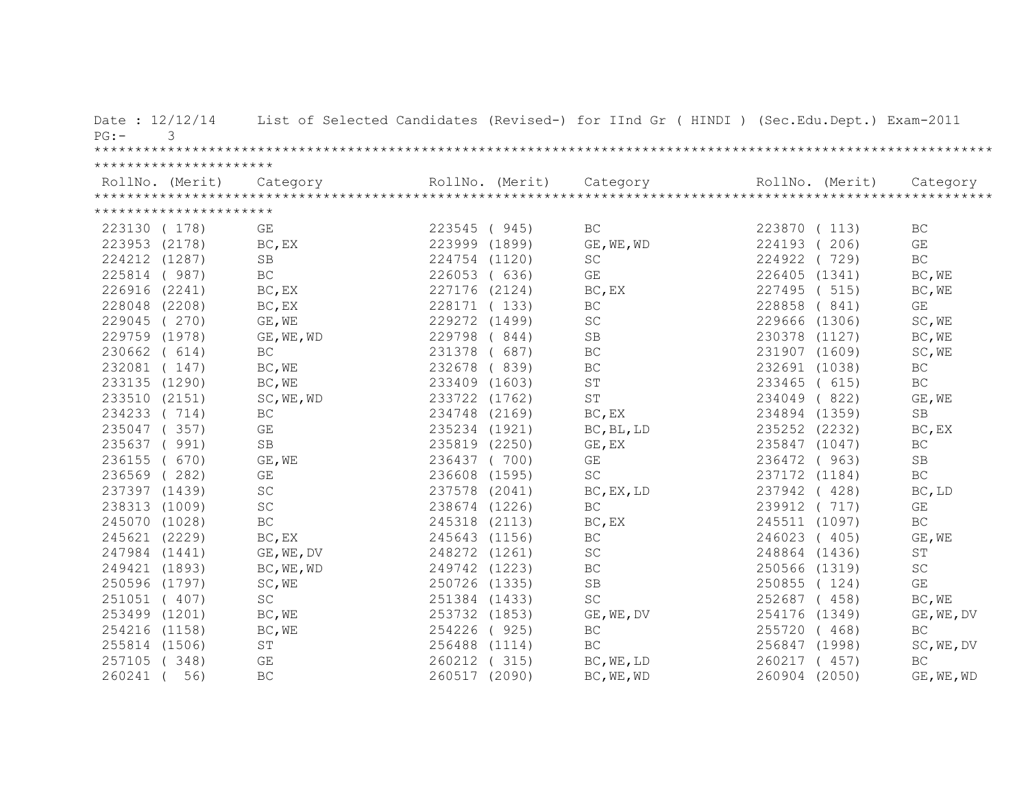Date : 12/12/14 List of Selected Candidates (Revised-) for IInd Gr ( HINDI ) (Sec.Edu.Dept.) Exam-2011

PG:- 3

| RollNo. (Merit) | Category | RollNo. (Merit) | Category | RollNo. (Merit) | Category |
|---|---|---|---|---|---|
| 223130 ( 178) | GE | 223545 ( 945) | BC | 223870 ( 113) | BC |
| 223953 (2178) | BC,EX | 223999 (1899) | GE,WE,WD | 224193 ( 206) | GE |
| 224212 (1287) | SB | 224754 (1120) | SC | 224922 ( 729) | BC |
| 225814 ( 987) | BC | 226053 ( 636) | GE | 226405 (1341) | BC,WE |
| 226916 (2241) | BC,EX | 227176 (2124) | BC,EX | 227495 ( 515) | BC,WE |
| 228048 (2208) | BC,EX | 228171 ( 133) | BC | 228858 ( 841) | GE |
| 229045 ( 270) | GE,WE | 229272 (1499) | SC | 229666 (1306) | SC,WE |
| 229759 (1978) | GE,WE,WD | 229798 ( 844) | SB | 230378 (1127) | BC,WE |
| 230662 ( 614) | BC | 231378 ( 687) | BC | 231907 (1609) | SC,WE |
| 232081 ( 147) | BC,WE | 232678 ( 839) | BC | 232691 (1038) | BC |
| 233135 (1290) | BC,WE | 233409 (1603) | ST | 233465 ( 615) | BC |
| 233510 (2151) | SC,WE,WD | 233722 (1762) | ST | 234049 ( 822) | GE,WE |
| 234233 ( 714) | BC | 234748 (2169) | BC,EX | 234894 (1359) | SB |
| 235047 ( 357) | GE | 235234 (1921) | BC,BL,LD | 235252 (2232) | BC,EX |
| 235637 ( 991) | SB | 235819 (2250) | GE,EX | 235847 (1047) | BC |
| 236155 ( 670) | GE,WE | 236437 ( 700) | GE | 236472 ( 963) | SB |
| 236569 ( 282) | GE | 236608 (1595) | SC | 237172 (1184) | BC |
| 237397 (1439) | SC | 237578 (2041) | BC,EX,LD | 237942 ( 428) | BC,LD |
| 238313 (1009) | SC | 238674 (1226) | BC | 239912 ( 717) | GE |
| 245070 (1028) | BC | 245318 (2113) | BC,EX | 245511 (1097) | BC |
| 245621 (2229) | BC,EX | 245643 (1156) | BC | 246023 ( 405) | GE,WE |
| 247984 (1441) | GE,WE,DV | 248272 (1261) | SC | 248864 (1436) | ST |
| 249421 (1893) | BC,WE,WD | 249742 (1223) | BC | 250566 (1319) | SC |
| 250596 (1797) | SC,WE | 250726 (1335) | SB | 250855 ( 124) | GE |
| 251051 ( 407) | SC | 251384 (1433) | SC | 252687 ( 458) | BC,WE |
| 253499 (1201) | BC,WE | 253732 (1853) | GE,WE,DV | 254176 (1349) | GE,WE,DV |
| 254216 (1158) | BC,WE | 254226 ( 925) | BC | 255720 ( 468) | BC |
| 255814 (1506) | ST | 256488 (1114) | BC | 256847 (1998) | SC,WE,DV |
| 257105 ( 348) | GE | 260212 ( 315) | BC,WE,LD | 260217 ( 457) | BC |
| 260241 ( 56) | BC | 260517 (2090) | BC,WE,WD | 260904 (2050) | GE,WE,WD |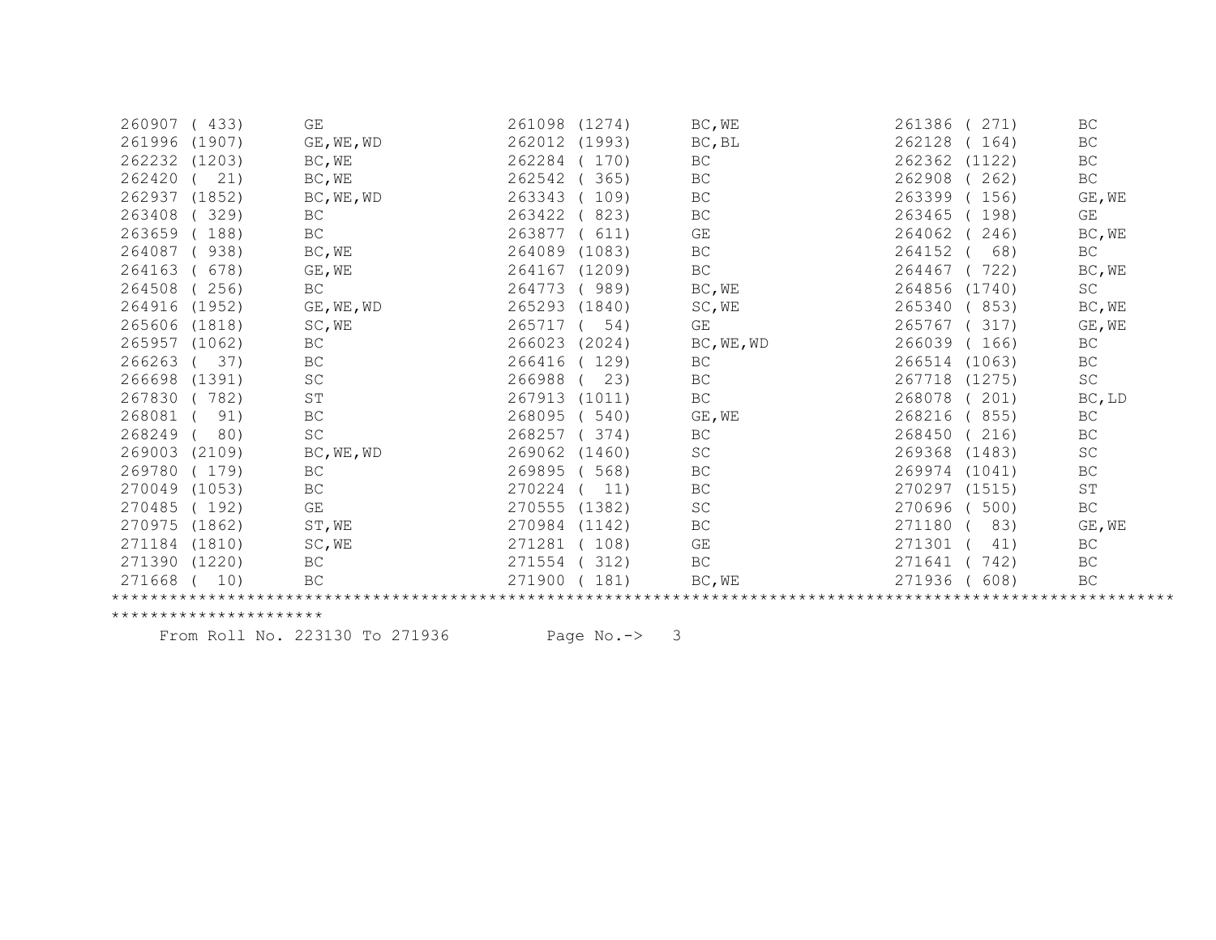| Roll No. | Rank | Category | Roll No. | Rank | Category | Roll No. | Rank | Category |
|---|---|---|---|---|---|---|---|---|
| 260907 | ( 433) | GE | 261098 | (1274) | BC,WE | 261386 | ( 271) | BC |
| 261996 | (1907) | GE,WE,WD | 262012 | (1993) | BC,BL | 262128 | ( 164) | BC |
| 262232 | (1203) | BC,WE | 262284 | ( 170) | BC | 262362 | (1122) | BC |
| 262420 | ( 21) | BC,WE | 262542 | ( 365) | BC | 262908 | ( 262) | BC |
| 262937 | (1852) | BC,WE,WD | 263343 | ( 109) | BC | 263399 | ( 156) | GE,WE |
| 263408 | ( 329) | BC | 263422 | ( 823) | BC | 263465 | ( 198) | GE |
| 263659 | ( 188) | BC | 263877 | ( 611) | GE | 264062 | ( 246) | BC,WE |
| 264087 | ( 938) | BC,WE | 264089 | (1083) | BC | 264152 | ( 68) | BC |
| 264163 | ( 678) | GE,WE | 264167 | (1209) | BC | 264467 | ( 722) | BC,WE |
| 264508 | ( 256) | BC | 264773 | ( 989) | BC,WE | 264856 | (1740) | SC |
| 264916 | (1952) | GE,WE,WD | 265293 | (1840) | SC,WE | 265340 | ( 853) | BC,WE |
| 265606 | (1818) | SC,WE | 265717 | ( 54) | GE | 265767 | ( 317) | GE,WE |
| 265957 | (1062) | BC | 266023 | (2024) | BC,WE,WD | 266039 | ( 166) | BC |
| 266263 | ( 37) | BC | 266416 | ( 129) | BC | 266514 | (1063) | BC |
| 266698 | (1391) | SC | 266988 | ( 23) | BC | 267718 | (1275) | SC |
| 267830 | ( 782) | ST | 267913 | (1011) | BC | 268078 | ( 201) | BC,LD |
| 268081 | ( 91) | BC | 268095 | ( 540) | GE,WE | 268216 | ( 855) | BC |
| 268249 | ( 80) | SC | 268257 | ( 374) | BC | 268450 | ( 216) | BC |
| 269003 | (2109) | BC,WE,WD | 269062 | (1460) | SC | 269368 | (1483) | SC |
| 269780 | ( 179) | BC | 269895 | ( 568) | BC | 269974 | (1041) | BC |
| 270049 | (1053) | BC | 270224 | ( 11) | BC | 270297 | (1515) | ST |
| 270485 | ( 192) | GE | 270555 | (1382) | SC | 270696 | ( 500) | BC |
| 270975 | (1862) | ST,WE | 270984 | (1142) | BC | 271180 | ( 83) | GE,WE |
| 271184 | (1810) | SC,WE | 271281 | ( 108) | GE | 271301 | ( 41) | BC |
| 271390 | (1220) | BC | 271554 | ( 312) | BC | 271641 | ( 742) | BC |
| 271668 | ( 10) | BC | 271900 | ( 181) | BC,WE | 271936 | ( 608) | BC |

*************************************************************************************************************************************

From Roll No. 223130 To 271936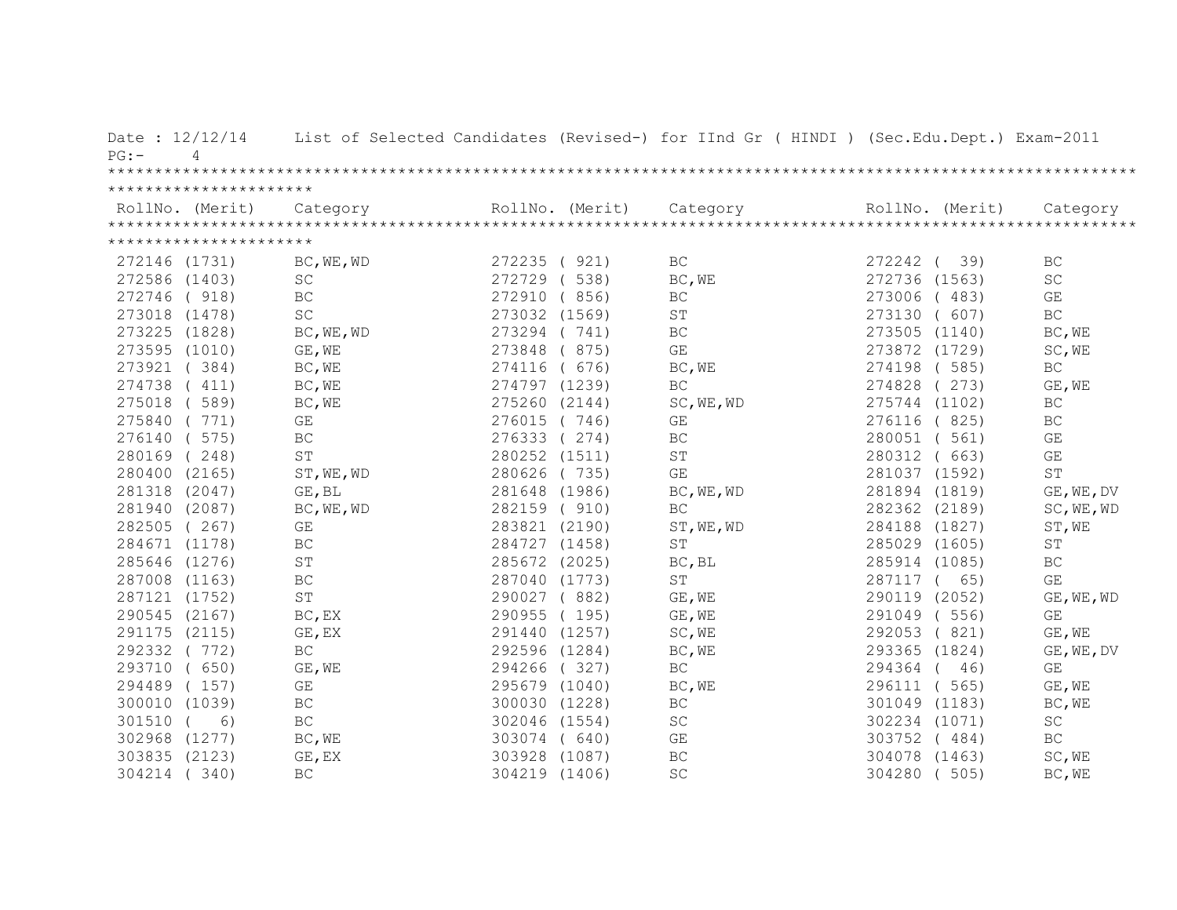Date : 12/12/14 List of Selected Candidates (Revised-) for IInd Gr ( HINDI ) (Sec.Edu.Dept.) Exam-2011

PG:- 4

| RollNo. (Merit) | Category | RollNo. (Merit) | Category | RollNo. (Merit) | Category |
|---|---|---|---|---|---|
| 272146 (1731) | BC,WE,WD | 272235 ( 921) | BC | 272242 ( 39) | BC |
| 272586 (1403) | SC | 272729 ( 538) | BC,WE | 272736 (1563) | SC |
| 272746 ( 918) | BC | 272910 ( 856) | BC | 273006 ( 483) | GE |
| 273018 (1478) | SC | 273032 (1569) | ST | 273130 ( 607) | BC |
| 273225 (1828) | BC,WE,WD | 273294 ( 741) | BC | 273505 (1140) | BC,WE |
| 273595 (1010) | GE,WE | 273848 ( 875) | GE | 273872 (1729) | SC,WE |
| 273921 ( 384) | BC,WE | 274116 ( 676) | BC,WE | 274198 ( 585) | BC |
| 274738 ( 411) | BC,WE | 274797 (1239) | BC | 274828 ( 273) | GE,WE |
| 275018 ( 589) | BC,WE | 275260 (2144) | SC,WE,WD | 275744 (1102) | BC |
| 275840 ( 771) | GE | 276015 ( 746) | GE | 276116 ( 825) | BC |
| 276140 ( 575) | BC | 276333 ( 274) | BC | 280051 ( 561) | GE |
| 280169 ( 248) | ST | 280252 (1511) | ST | 280312 ( 663) | GE |
| 280400 (2165) | ST,WE,WD | 280626 ( 735) | GE | 281037 (1592) | ST |
| 281318 (2047) | GE,BL | 281648 (1986) | BC,WE,WD | 281894 (1819) | GE,WE,DV |
| 281940 (2087) | BC,WE,WD | 282159 ( 910) | BC | 282362 (2189) | SC,WE,WD |
| 282505 ( 267) | GE | 283821 (2190) | ST,WE,WD | 284188 (1827) | ST,WE |
| 284671 (1178) | BC | 284727 (1458) | ST | 285029 (1605) | ST |
| 285646 (1276) | ST | 285672 (2025) | BC,BL | 285914 (1085) | BC |
| 287008 (1163) | BC | 287040 (1773) | ST | 287117 ( 65) | GE |
| 287121 (1752) | ST | 290027 ( 882) | GE,WE | 290119 (2052) | GE,WE,WD |
| 290545 (2167) | BC,EX | 290955 ( 195) | GE,WE | 291049 ( 556) | GE |
| 291175 (2115) | GE,EX | 291440 (1257) | SC,WE | 292053 ( 821) | GE,WE |
| 292332 ( 772) | BC | 292596 (1284) | BC,WE | 293365 (1824) | GE,WE,DV |
| 293710 ( 650) | GE,WE | 294266 ( 327) | BC | 294364 ( 46) | GE |
| 294489 ( 157) | GE | 295679 (1040) | BC,WE | 296111 ( 565) | GE,WE |
| 300010 (1039) | BC | 300030 (1228) | BC | 301049 (1183) | BC,WE |
| 301510 ( 6) | BC | 302046 (1554) | SC | 302234 (1071) | SC |
| 302968 (1277) | BC,WE | 303074 ( 640) | GE | 303752 ( 484) | BC |
| 303835 (2123) | GE,EX | 303928 (1087) | BC | 304078 (1463) | SC,WE |
| 304214 ( 340) | BC | 304219 (1406) | SC | 304280 ( 505) | BC,WE |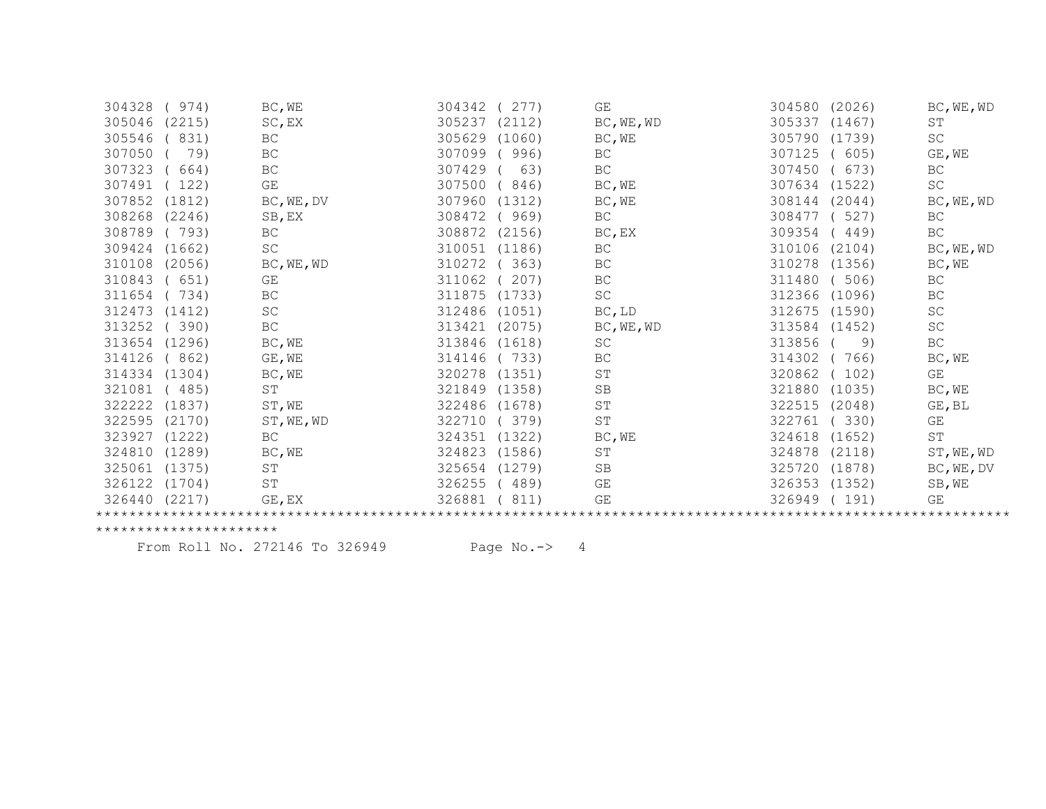| | | | | | |
|---|---|---|---|---|---|
| 304328 | ( 974) | BC,WE | 304342 | ( 277) | GE |
| 304580 | (2026) | BC,WE,WD | 305046 | (2215) | SC,EX |
| 305237 | (2112) | BC,WE,WD | 305337 | (1467) | ST |
| 305546 | ( 831) | BC | 305629 | (1060) | BC,WE |
| 305790 | (1739) | SC | 307050 | ( 79) | BC |
| 307099 | ( 996) | BC | 307125 | ( 605) | GE,WE |
| 307323 | ( 664) | BC | 307429 | ( 63) | BC |
| 307450 | ( 673) | BC | 307491 | ( 122) | GE |
| 307500 | ( 846) | BC,WE | 307634 | (1522) | SC |
| 307852 | (1812) | BC,WE,DV | 307960 | (1312) | BC,WE |
| 308144 | (2044) | BC,WE,WD | 308268 | (2246) | SB,EX |
| 308472 | ( 969) | BC | 308477 | ( 527) | BC |
| 308789 | ( 793) | BC | 308872 | (2156) | BC,EX |
| 309354 | ( 449) | BC | 309424 | (1662) | SC |
| 310051 | (1186) | BC | 310106 | (2104) | BC,WE,WD |
| 310108 | (2056) | BC,WE,WD | 310272 | ( 363) | BC |
| 310278 | (1356) | BC,WE | 310843 | ( 651) | GE |
| 311062 | ( 207) | BC | 311480 | ( 506) | BC |
| 311654 | ( 734) | BC | 311875 | (1733) | SC |
| 312366 | (1096) | BC | 312473 | (1412) | SC |
| 312486 | (1051) | BC,LD | 312675 | (1590) | SC |
| 313252 | ( 390) | BC | 313421 | (2075) | BC,WE,WD |
| 313584 | (1452) | SC | 313654 | (1296) | BC,WE |
| 313846 | (1618) | SC | 313856 | ( 9) | BC |
| 314126 | ( 862) | GE,WE | 314146 | ( 733) | BC |
| 314302 | ( 766) | BC,WE | 314334 | (1304) | BC,WE |
| 320278 | (1351) | ST | 320862 | ( 102) | GE |
| 321081 | ( 485) | ST | 321849 | (1358) | SB |
| 321880 | (1035) | BC,WE | 322222 | (1837) | ST,WE |
| 322486 | (1678) | ST | 322515 | (2048) | GE,BL |
| 322595 | (2170) | ST,WE,WD | 322710 | ( 379) | ST |
| 322761 | ( 330) | GE | 323927 | (1222) | BC |
| 324351 | (1322) | BC,WE | 324618 | (1652) | ST |
| 324810 | (1289) | BC,WE | 324823 | (1586) | ST |
| 324878 | (2118) | ST,WE,WD | 325061 | (1375) | ST |
| 325654 | (1279) | SB | 325720 | (1878) | BC,WE,DV |
| 326122 | (1704) | ST | 326255 | ( 489) | GE |
| 326353 | (1352) | SB,WE | 326440 | (2217) | GE,EX |
| 326881 | ( 811) | GE | 326949 | ( 191) | GE |

*************************************************************************************************************************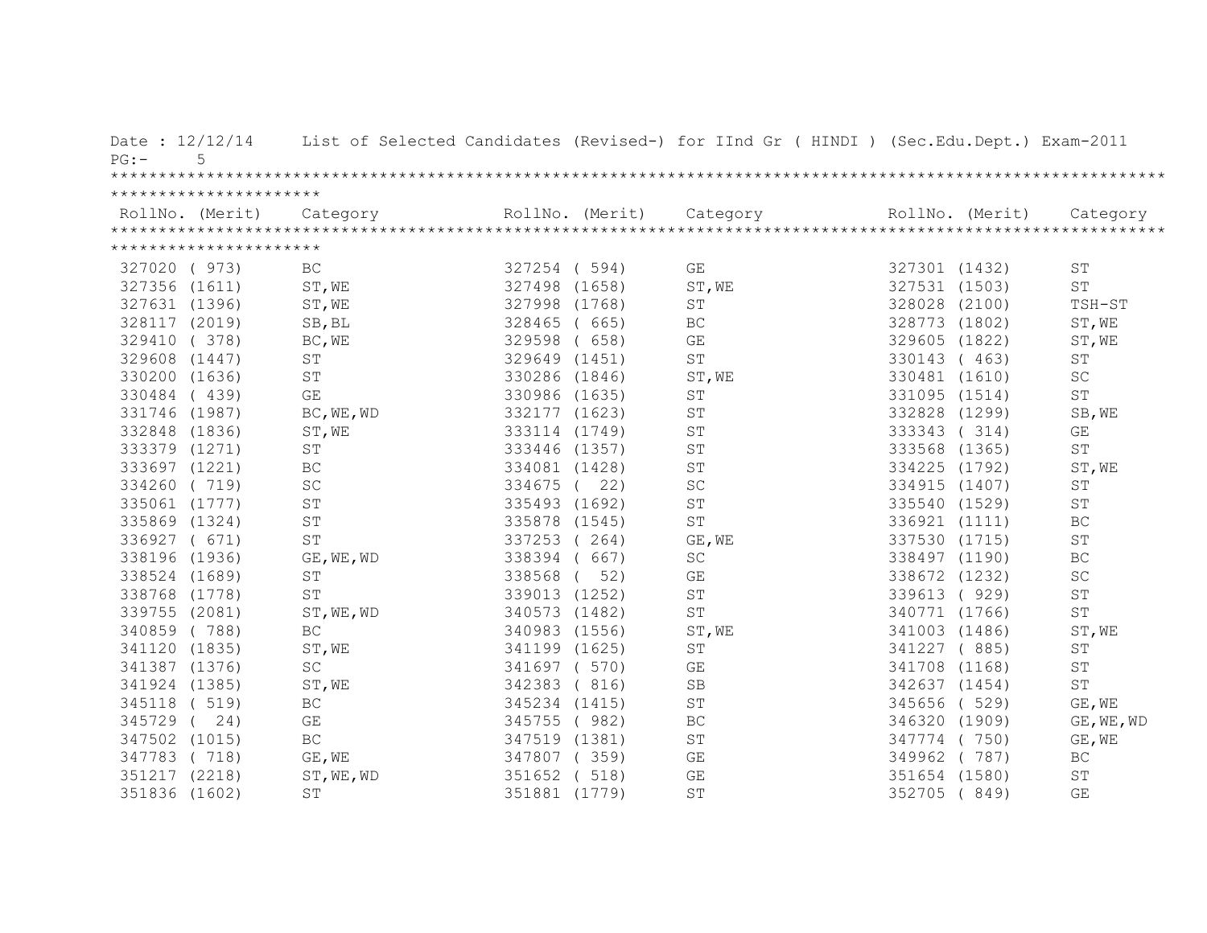Date : 12/12/14 List of Selected Candidates (Revised-) for IInd Gr ( HINDI ) (Sec.Edu.Dept.) Exam-2011

PG:- 5

| RollNo. (Merit) | Category | RollNo. (Merit) | Category | RollNo. (Merit) | Category |
|---|---|---|---|---|---|
| 327020 ( 973) | BC | 327254 ( 594) | GE | 327301 (1432) | ST |
| 327356 (1611) | ST,WE | 327498 (1658) | ST,WE | 327531 (1503) | ST |
| 327631 (1396) | ST,WE | 327998 (1768) | ST | 328028 (2100) | TSH-ST |
| 328117 (2019) | SB,BL | 328465 ( 665) | BC | 328773 (1802) | ST,WE |
| 329410 ( 378) | BC,WE | 329598 ( 658) | GE | 329605 (1822) | ST,WE |
| 329608 (1447) | ST | 329649 (1451) | ST | 330143 ( 463) | ST |
| 330200 (1636) | ST | 330286 (1846) | ST,WE | 330481 (1610) | SC |
| 330484 ( 439) | GE | 330986 (1635) | ST | 331095 (1514) | ST |
| 331746 (1987) | BC,WE,WD | 332177 (1623) | ST | 332828 (1299) | SB,WE |
| 332848 (1836) | ST,WE | 333114 (1749) | ST | 333343 ( 314) | GE |
| 333379 (1271) | ST | 333446 (1357) | ST | 333568 (1365) | ST |
| 333697 (1221) | BC | 334081 (1428) | ST | 334225 (1792) | ST,WE |
| 334260 ( 719) | SC | 334675 ( 22) | SC | 334915 (1407) | ST |
| 335061 (1777) | ST | 335493 (1692) | ST | 335540 (1529) | ST |
| 335869 (1324) | ST | 335878 (1545) | ST | 336921 (1111) | BC |
| 336927 ( 671) | ST | 337253 ( 264) | GE,WE | 337530 (1715) | ST |
| 338196 (1936) | GE,WE,WD | 338394 ( 667) | SC | 338497 (1190) | BC |
| 338524 (1689) | ST | 338568 ( 52) | GE | 338672 (1232) | SC |
| 338768 (1778) | ST | 339013 (1252) | ST | 339613 ( 929) | ST |
| 339755 (2081) | ST,WE,WD | 340573 (1482) | ST | 340771 (1766) | ST |
| 340859 ( 788) | BC | 340983 (1556) | ST,WE | 341003 (1486) | ST,WE |
| 341120 (1835) | ST,WE | 341199 (1625) | ST | 341227 ( 885) | ST |
| 341387 (1376) | SC | 341697 ( 570) | GE | 341708 (1168) | ST |
| 341924 (1385) | ST,WE | 342383 ( 816) | SB | 342637 (1454) | ST |
| 345118 ( 519) | BC | 345234 (1415) | ST | 345656 ( 529) | GE,WE |
| 345729 ( 24) | GE | 345755 ( 982) | BC | 346320 (1909) | GE,WE,WD |
| 347502 (1015) | BC | 347519 (1381) | ST | 347774 ( 750) | GE,WE |
| 347783 ( 718) | GE,WE | 347807 ( 359) | GE | 349962 ( 787) | BC |
| 351217 (2218) | ST,WE,WD | 351652 ( 518) | GE | 351654 (1580) | ST |
| 351836 (1602) | ST | 351881 (1779) | ST | 352705 ( 849) | GE |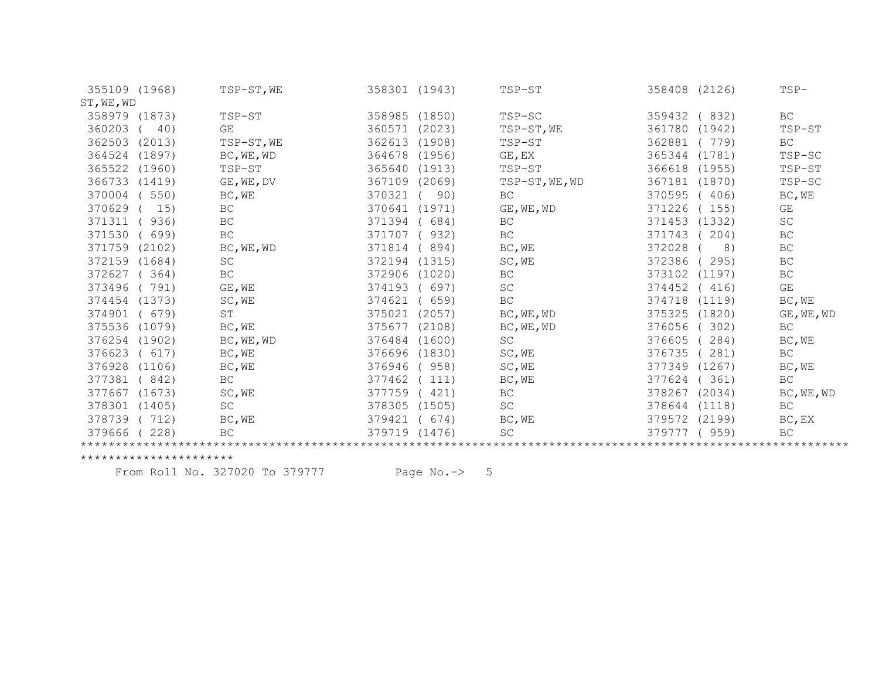| Roll No. (Rank) | Category | Roll No. (Rank) | Category | Roll No. (Rank) | Category |
|---|---|---|---|---|---|
| 355109 (1968) | TSP-ST,WE | 358301 (1943) | TSP-ST | 358408 (2126) | TSP-ST,WE,WD |
| 358979 (1873) | TSP-ST | 358985 (1850) | TSP-SC | 359432 ( 832) | BC |
| 360203 ( 40) | GE | 360571 (2023) | TSP-ST,WE | 361780 (1942) | TSP-ST |
| 362503 (2013) | TSP-ST,WE | 362613 (1908) | TSP-ST | 362881 ( 779) | BC |
| 364524 (1897) | BC,WE,WD | 364678 (1956) | GE,EX | 365344 (1781) | TSP-SC |
| 365522 (1960) | TSP-ST | 365640 (1913) | TSP-ST | 366618 (1955) | TSP-ST |
| 366733 (1419) | GE,WE,DV | 367109 (2069) | TSP-ST,WE,WD | 367181 (1870) | TSP-SC |
| 370004 ( 550) | BC,WE | 370321 ( 90) | BC | 370595 ( 406) | BC,WE |
| 370629 ( 15) | BC | 370641 (1971) | GE,WE,WD | 371226 ( 155) | GE |
| 371311 ( 936) | BC | 371394 ( 684) | BC | 371453 (1332) | SC |
| 371530 ( 699) | BC | 371707 ( 932) | BC | 371743 ( 204) | BC |
| 371759 (2102) | BC,WE,WD | 371814 ( 894) | BC,WE | 372028 ( 8) | BC |
| 372159 (1684) | SC | 372194 (1315) | SC,WE | 372386 ( 295) | BC |
| 372627 ( 364) | BC | 372906 (1020) | BC | 373102 (1197) | BC |
| 373496 ( 791) | GE,WE | 374193 ( 697) | SC | 374452 ( 416) | GE |
| 374454 (1373) | SC,WE | 374621 ( 659) | BC | 374718 (1119) | BC,WE |
| 374901 ( 679) | ST | 375021 (2057) | BC,WE,WD | 375325 (1820) | GE,WE,WD |
| 375536 (1079) | BC,WE | 375677 (2108) | BC,WE,WD | 376056 ( 302) | BC |
| 376254 (1902) | BC,WE,WD | 376484 (1600) | SC | 376605 ( 284) | BC,WE |
| 376623 ( 617) | BC,WE | 376696 (1830) | SC,WE | 376735 ( 281) | BC |
| 376928 (1106) | BC,WE | 376946 ( 958) | SC,WE | 377349 (1267) | BC,WE |
| 377381 ( 842) | BC | 377462 ( 111) | BC,WE | 377624 ( 361) | BC |
| 377667 (1673) | SC,WE | 377759 ( 421) | BC | 378267 (2034) | BC,WE,WD |
| 378301 (1405) | SC | 378305 (1505) | SC | 378644 (1118) | BC |
| 378739 ( 712) | BC,WE | 379421 ( 674) | BC,WE | 379572 (2199) | BC,EX |
| 379666 ( 228) | BC | 379719 (1476) | SC | 379777 ( 959) | BC |

From Roll No. 327020 To 379777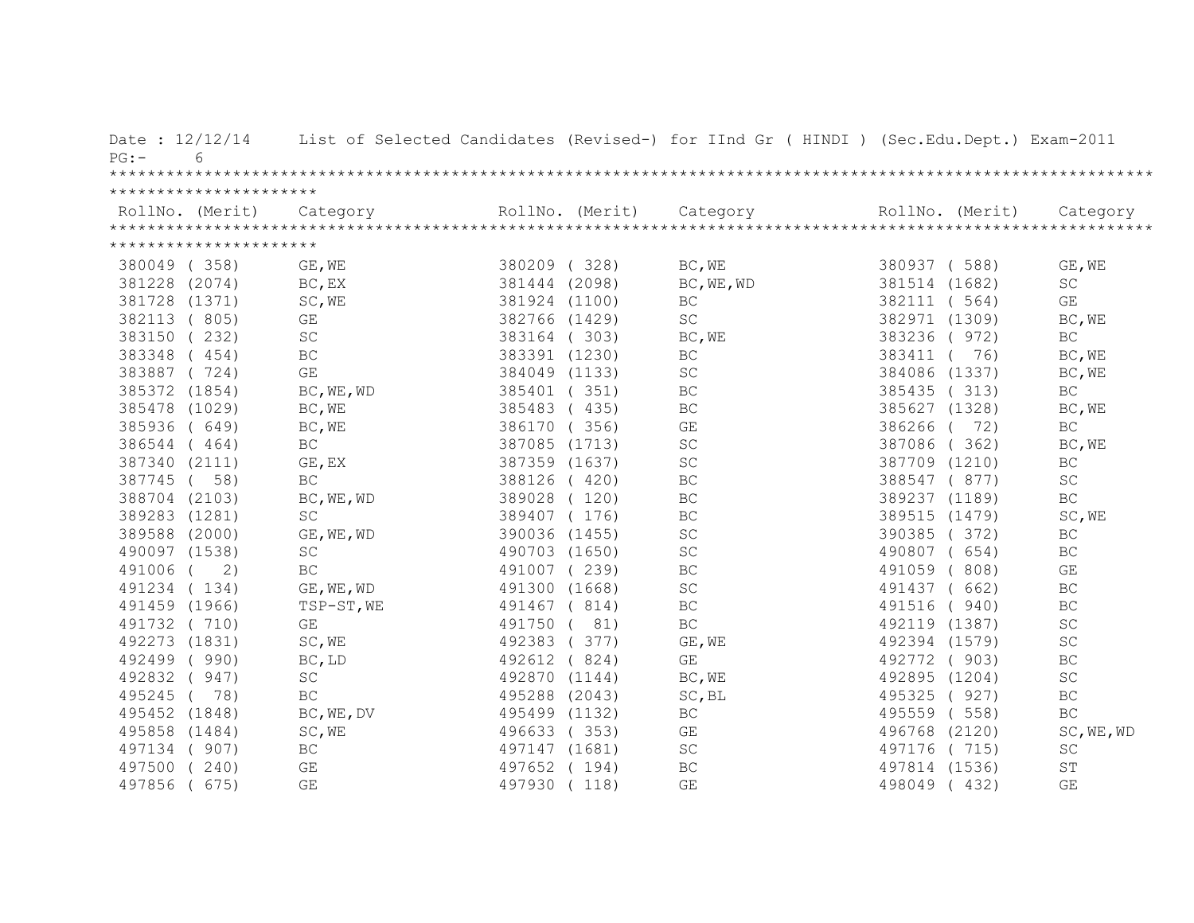Date : 12/12/14 List of Selected Candidates (Revised-) for IInd Gr ( HINDI ) (Sec.Edu.Dept.) Exam-2011

| RollNo. (Merit) | Category | RollNo. (Merit) | Category | RollNo. (Merit) | Category |
|---|---|---|---|---|---|
| 380049 ( 358) | GE,WE | 380209 ( 328) | BC,WE | 380937 ( 588) | GE,WE |
| 381228 (2074) | BC,EX | 381444 (2098) | BC,WE,WD | 381514 (1682) | SC |
| 381728 (1371) | SC,WE | 381924 (1100) | BC | 382111 ( 564) | GE |
| 382113 ( 805) | GE | 382766 (1429) | SC | 382971 (1309) | BC,WE |
| 383150 ( 232) | SC | 383164 ( 303) | BC,WE | 383236 ( 972) | BC |
| 383348 ( 454) | BC | 383391 (1230) | BC | 383411 ( 76) | BC,WE |
| 383887 ( 724) | GE | 384049 (1133) | SC | 384086 (1337) | BC,WE |
| 385372 (1854) | BC,WE,WD | 385401 ( 351) | BC | 385435 ( 313) | BC |
| 385478 (1029) | BC,WE | 385483 ( 435) | BC | 385627 (1328) | BC,WE |
| 385936 ( 649) | BC,WE | 386170 ( 356) | GE | 386266 ( 72) | BC |
| 386544 ( 464) | BC | 387085 (1713) | SC | 387086 ( 362) | BC,WE |
| 387340 (2111) | GE,EX | 387359 (1637) | SC | 387709 (1210) | BC |
| 387745 ( 58) | BC | 388126 ( 420) | BC | 388547 ( 877) | SC |
| 388704 (2103) | BC,WE,WD | 389028 ( 120) | BC | 389237 (1189) | BC |
| 389283 (1281) | SC | 389407 ( 176) | BC | 389515 (1479) | SC,WE |
| 389588 (2000) | GE,WE,WD | 390036 (1455) | SC | 390385 ( 372) | BC |
| 490097 (1538) | SC | 490703 (1650) | SC | 490807 ( 654) | BC |
| 491006 ( 2) | BC | 491007 ( 239) | BC | 491059 ( 808) | GE |
| 491234 ( 134) | GE,WE,WD | 491300 (1668) | SC | 491437 ( 662) | BC |
| 491459 (1966) | TSP-ST,WE | 491467 ( 814) | BC | 491516 ( 940) | BC |
| 491732 ( 710) | GE | 491750 ( 81) | BC | 492119 (1387) | SC |
| 492273 (1831) | SC,WE | 492383 ( 377) | GE,WE | 492394 (1579) | SC |
| 492499 ( 990) | BC,LD | 492612 ( 824) | GE | 492772 ( 903) | BC |
| 492832 ( 947) | SC | 492870 (1144) | BC,WE | 492895 (1204) | SC |
| 495245 ( 78) | BC | 495288 (2043) | SC,BL | 495325 ( 927) | BC |
| 495452 (1848) | BC,WE,DV | 495499 (1132) | BC | 495559 ( 558) | BC |
| 495858 (1484) | SC,WE | 496633 ( 353) | GE | 496768 (2120) | SC,WE,WD |
| 497134 ( 907) | BC | 497147 (1681) | SC | 497176 ( 715) | SC |
| 497500 ( 240) | GE | 497652 ( 194) | BC | 497814 (1536) | ST |
| 497856 ( 675) | GE | 497930 ( 118) | GE | 498049 ( 432) | GE |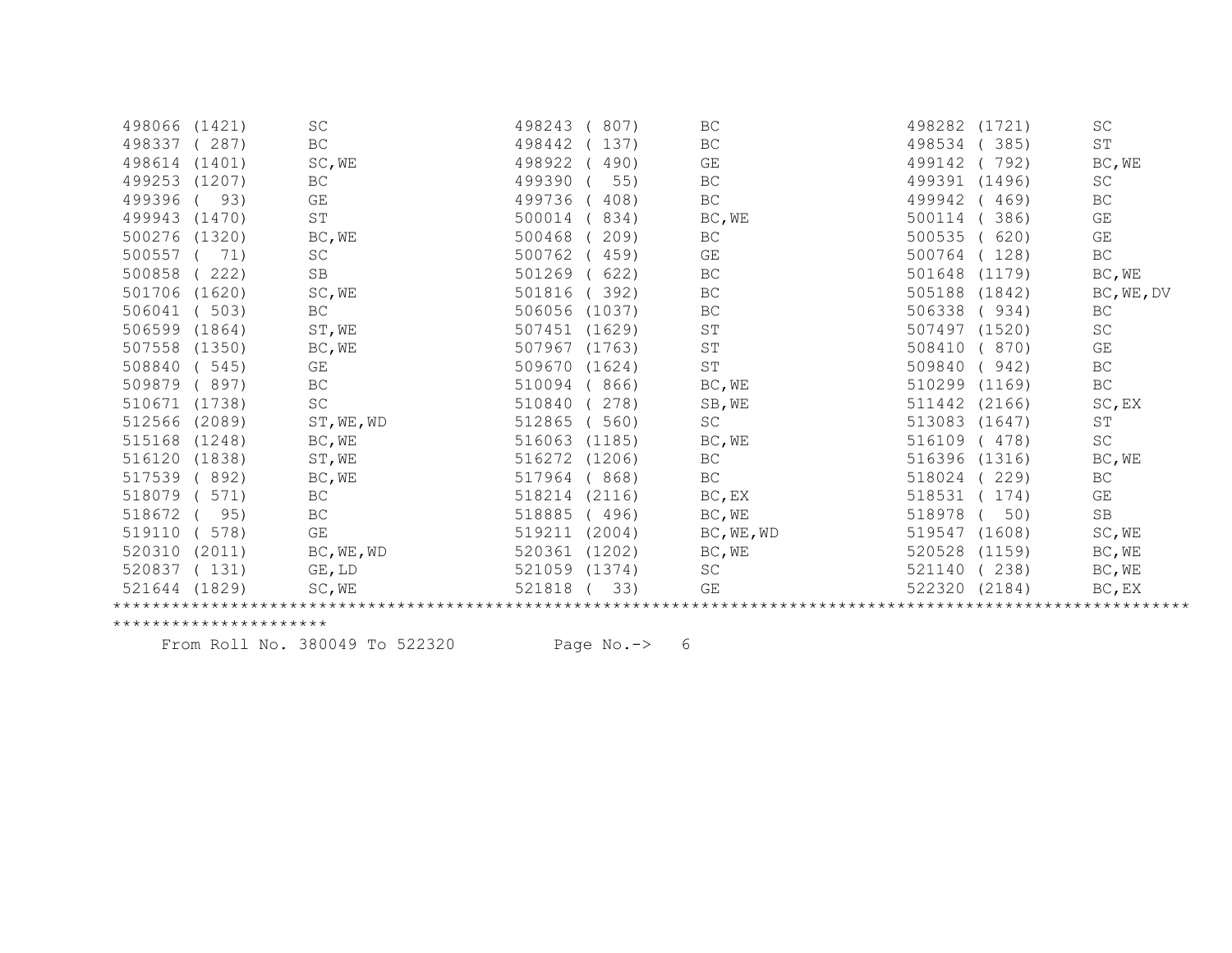```
498066 (1421)      SC                  498243 ( 807)      BC                  498282 (1721)      SC
498337 ( 287)      BC                  498442 ( 137)      BC                  498534 ( 385)      ST
498614 (1401)      SC,WE               498922 ( 490)      GE                  499142 ( 792)      BC,WE
499253 (1207)      BC                  499390 (  55)      BC                  499391 (1496)      SC
499396 (  93)      GE                  499736 ( 408)      BC                  499942 ( 469)      BC
499943 (1470)      ST                  500014 ( 834)      BC,WE               500114 ( 386)      GE
500276 (1320)      BC,WE               500468 ( 209)      BC                  500535 ( 620)      GE
500557 (  71)      SC                  500762 ( 459)      GE                  500764 ( 128)      BC
500858 ( 222)      SB                  501269 ( 622)      BC                  501648 (1179)      BC,WE
501706 (1620)      SC,WE               501816 ( 392)      BC                  505188 (1842)      BC,WE,DV
506041 ( 503)      BC                  506056 (1037)      BC                  506338 ( 934)      BC
506599 (1864)      ST,WE               507451 (1629)      ST                  507497 (1520)      SC
507558 (1350)      BC,WE               507967 (1763)      ST                  508410 ( 870)      GE
508840 ( 545)      GE                  509670 (1624)      ST                  509840 ( 942)      BC
509879 ( 897)      BC                  510094 ( 866)      BC,WE               510299 (1169)      BC
510671 (1738)      SC                  510840 ( 278)      SB,WE               511442 (2166)      SC,EX
512566 (2089)      ST,WE,WD            512865 ( 560)      SC                  513083 (1647)      ST
515168 (1248)      BC,WE               516063 (1185)      BC,WE               516109 ( 478)      SC
516120 (1838)      ST,WE               516272 (1206)      BC                  516396 (1316)      BC,WE
517539 ( 892)      BC,WE               517964 ( 868)      BC                  518024 ( 229)      BC
518079 ( 571)      BC                  518214 (2116)      BC,EX               518531 ( 174)      GE
518672 (  95)      BC                  518885 ( 496)      BC,WE               518978 (  50)      SB
519110 ( 578)      GE                  519211 (2004)      BC,WE,WD            519547 (1608)      SC,WE
520310 (2011)      BC,WE,WD            520361 (1202)      BC,WE               520528 (1159)      BC,WE
520837 ( 131)      GE,LD               521059 (1374)      SC                  521140 ( 238)      BC,WE
521644 (1829)      SC,WE               521818 (  33)      GE                  522320 (2184)      BC,EX
```

****************************************************************************************************************************

From Roll No. 380049 To 522320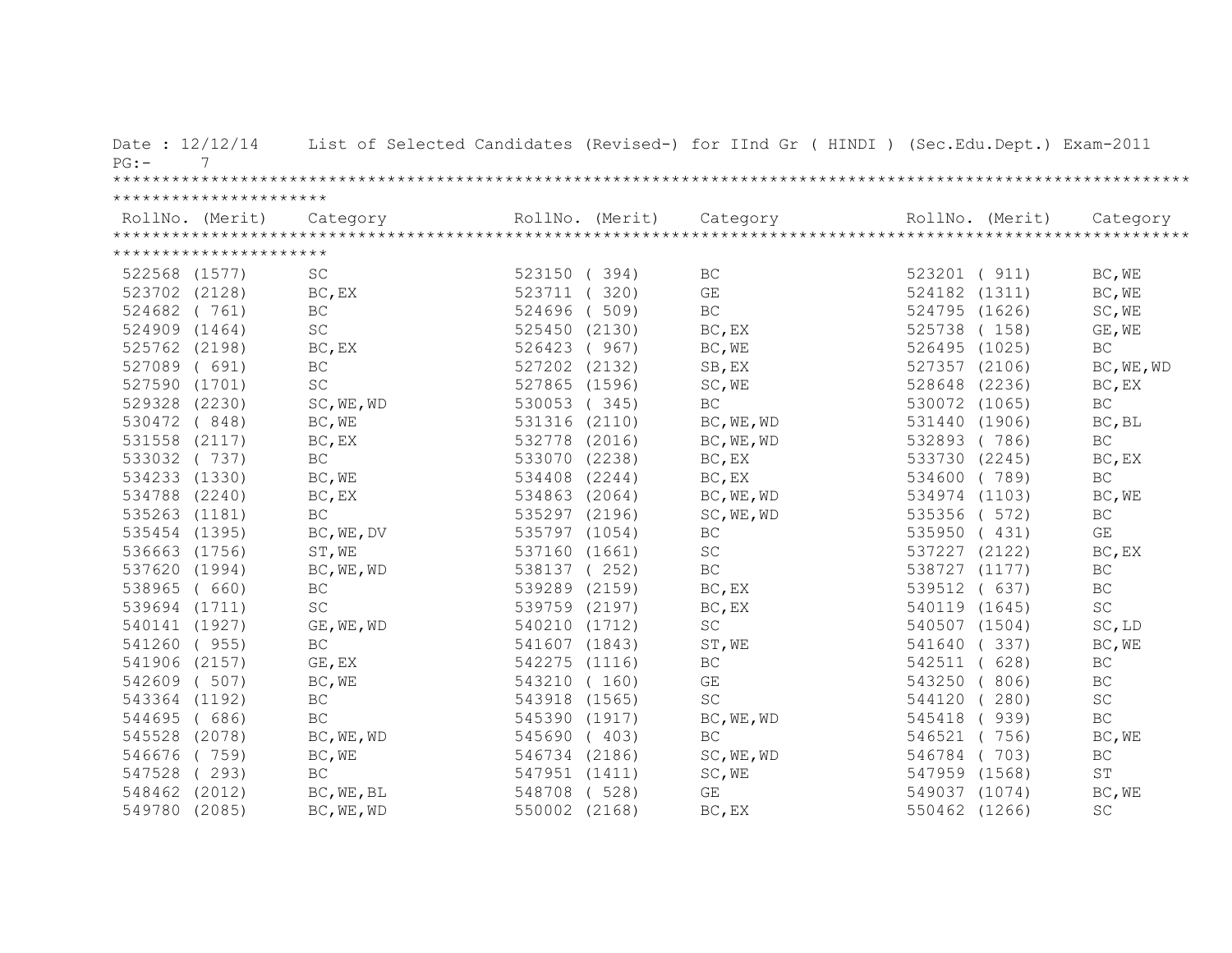Date : 12/12/14 List of Selected Candidates (Revised-) for IInd Gr ( HINDI ) (Sec.Edu.Dept.) Exam-2011

PG:- 7

| RollNo. (Merit) | Category | RollNo. (Merit) | Category | RollNo. (Merit) | Category |
|---|---|---|---|---|---|
| 522568 (1577) | SC | 523150 ( 394) | BC | 523201 ( 911) | BC,WE |
| 523702 (2128) | BC,EX | 523711 ( 320) | GE | 524182 (1311) | BC,WE |
| 524682 ( 761) | BC | 524696 ( 509) | BC | 524795 (1626) | SC,WE |
| 524909 (1464) | SC | 525450 (2130) | BC,EX | 525738 ( 158) | GE,WE |
| 525762 (2198) | BC,EX | 526423 ( 967) | BC,WE | 526495 (1025) | BC |
| 527089 ( 691) | BC | 527202 (2132) | SB,EX | 527357 (2106) | BC,WE,WD |
| 527590 (1701) | SC | 527865 (1596) | SC,WE | 528648 (2236) | BC,EX |
| 529328 (2230) | SC,WE,WD | 530053 ( 345) | BC | 530072 (1065) | BC |
| 530472 ( 848) | BC,WE | 531316 (2110) | BC,WE,WD | 531440 (1906) | BC,BL |
| 531558 (2117) | BC,EX | 532778 (2016) | BC,WE,WD | 532893 ( 786) | BC |
| 533032 ( 737) | BC | 533070 (2238) | BC,EX | 533730 (2245) | BC,EX |
| 534233 (1330) | BC,WE | 534408 (2244) | BC,EX | 534600 ( 789) | BC |
| 534788 (2240) | BC,EX | 534863 (2064) | BC,WE,WD | 534974 (1103) | BC,WE |
| 535263 (1181) | BC | 535297 (2196) | SC,WE,WD | 535356 ( 572) | BC |
| 535454 (1395) | BC,WE,DV | 535797 (1054) | BC | 535950 ( 431) | GE |
| 536663 (1756) | ST,WE | 537160 (1661) | SC | 537227 (2122) | BC,EX |
| 537620 (1994) | BC,WE,WD | 538137 ( 252) | BC | 538727 (1177) | BC |
| 538965 ( 660) | BC | 539289 (2159) | BC,EX | 539512 ( 637) | BC |
| 539694 (1711) | SC | 539759 (2197) | BC,EX | 540119 (1645) | SC |
| 540141 (1927) | GE,WE,WD | 540210 (1712) | SC | 540507 (1504) | SC,LD |
| 541260 ( 955) | BC | 541607 (1843) | ST,WE | 541640 ( 337) | BC,WE |
| 541906 (2157) | GE,EX | 542275 (1116) | BC | 542511 ( 628) | BC |
| 542609 ( 507) | BC,WE | 543210 ( 160) | GE | 543250 ( 806) | BC |
| 543364 (1192) | BC | 543918 (1565) | SC | 544120 ( 280) | SC |
| 544695 ( 686) | BC | 545390 (1917) | BC,WE,WD | 545418 ( 939) | BC |
| 545528 (2078) | BC,WE,WD | 545690 ( 403) | BC | 546521 ( 756) | BC,WE |
| 546676 ( 759) | BC,WE | 546734 (2186) | SC,WE,WD | 546784 ( 703) | BC |
| 547528 ( 293) | BC | 547951 (1411) | SC,WE | 547959 (1568) | ST |
| 548462 (2012) | BC,WE,BL | 548708 ( 528) | GE | 549037 (1074) | BC,WE |
| 549780 (2085) | BC,WE,WD | 550002 (2168) | BC,EX | 550462 (1266) | SC |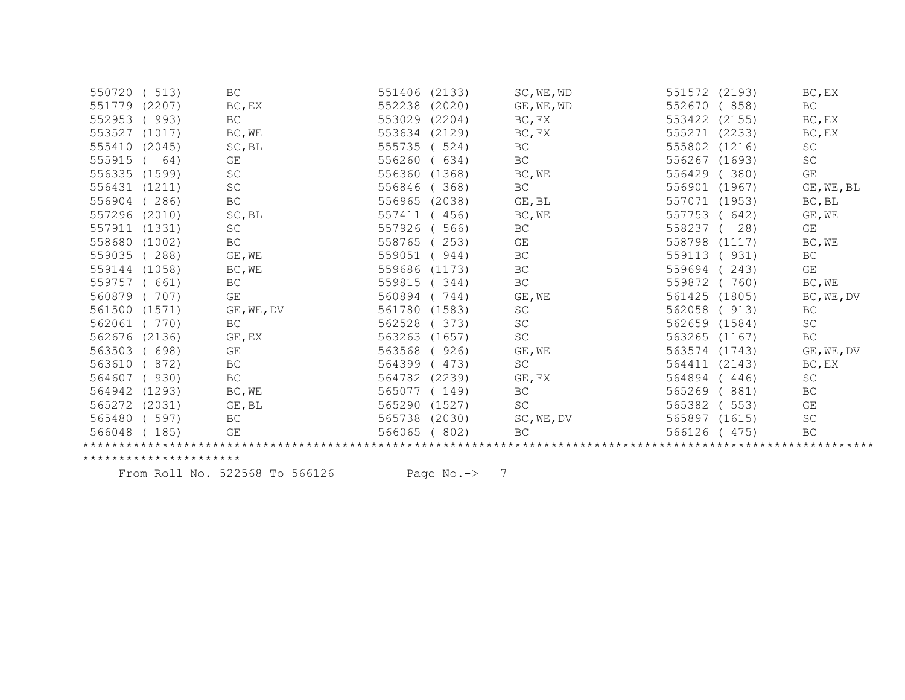| | | | | | |
|---|---|---|---|---|---|
| 550720 ( 513) | BC | 551406 (2133) | SC,WE,WD | 551572 (2193) | BC,EX |
| 551779 (2207) | BC,EX | 552238 (2020) | GE,WE,WD | 552670 ( 858) | BC |
| 552953 ( 993) | BC | 553029 (2204) | BC,EX | 553422 (2155) | BC,EX |
| 553527 (1017) | BC,WE | 553634 (2129) | BC,EX | 555271 (2233) | BC,EX |
| 555410 (2045) | SC,BL | 555735 ( 524) | BC | 555802 (1216) | SC |
| 555915 (  64) | GE | 556260 ( 634) | BC | 556267 (1693) | SC |
| 556335 (1599) | SC | 556360 (1368) | BC,WE | 556429 ( 380) | GE |
| 556431 (1211) | SC | 556846 ( 368) | BC | 556901 (1967) | GE,WE,BL |
| 556904 ( 286) | BC | 556965 (2038) | GE,BL | 557071 (1953) | BC,BL |
| 557296 (2010) | SC,BL | 557411 ( 456) | BC,WE | 557753 ( 642) | GE,WE |
| 557911 (1331) | SC | 557926 ( 566) | BC | 558237 (  28) | GE |
| 558680 (1002) | BC | 558765 ( 253) | GE | 558798 (1117) | BC,WE |
| 559035 ( 288) | GE,WE | 559051 ( 944) | BC | 559113 ( 931) | BC |
| 559144 (1058) | BC,WE | 559686 (1173) | BC | 559694 ( 243) | GE |
| 559757 ( 661) | BC | 559815 ( 344) | BC | 559872 ( 760) | BC,WE |
| 560879 ( 707) | GE | 560894 ( 744) | GE,WE | 561425 (1805) | BC,WE,DV |
| 561500 (1571) | GE,WE,DV | 561780 (1583) | SC | 562058 ( 913) | BC |
| 562061 ( 770) | BC | 562528 ( 373) | SC | 562659 (1584) | SC |
| 562676 (2136) | GE,EX | 563263 (1657) | SC | 563265 (1167) | BC |
| 563503 ( 698) | GE | 563568 ( 926) | GE,WE | 563574 (1743) | GE,WE,DV |
| 563610 ( 872) | BC | 564399 ( 473) | SC | 564411 (2143) | BC,EX |
| 564607 ( 930) | BC | 564782 (2239) | GE,EX | 564894 ( 446) | SC |
| 564942 (1293) | BC,WE | 565077 ( 149) | BC | 565269 ( 881) | BC |
| 565272 (2031) | GE,BL | 565290 (1527) | SC | 565382 ( 553) | GE |
| 565480 ( 597) | BC | 565738 (2030) | SC,WE,DV | 565897 (1615) | SC |
| 566048 ( 185) | GE | 566065 ( 802) | BC | 566126 ( 475) | BC |

*******************************************************************************************************************************

From Roll No. 522568 To 566126          Page No.->   7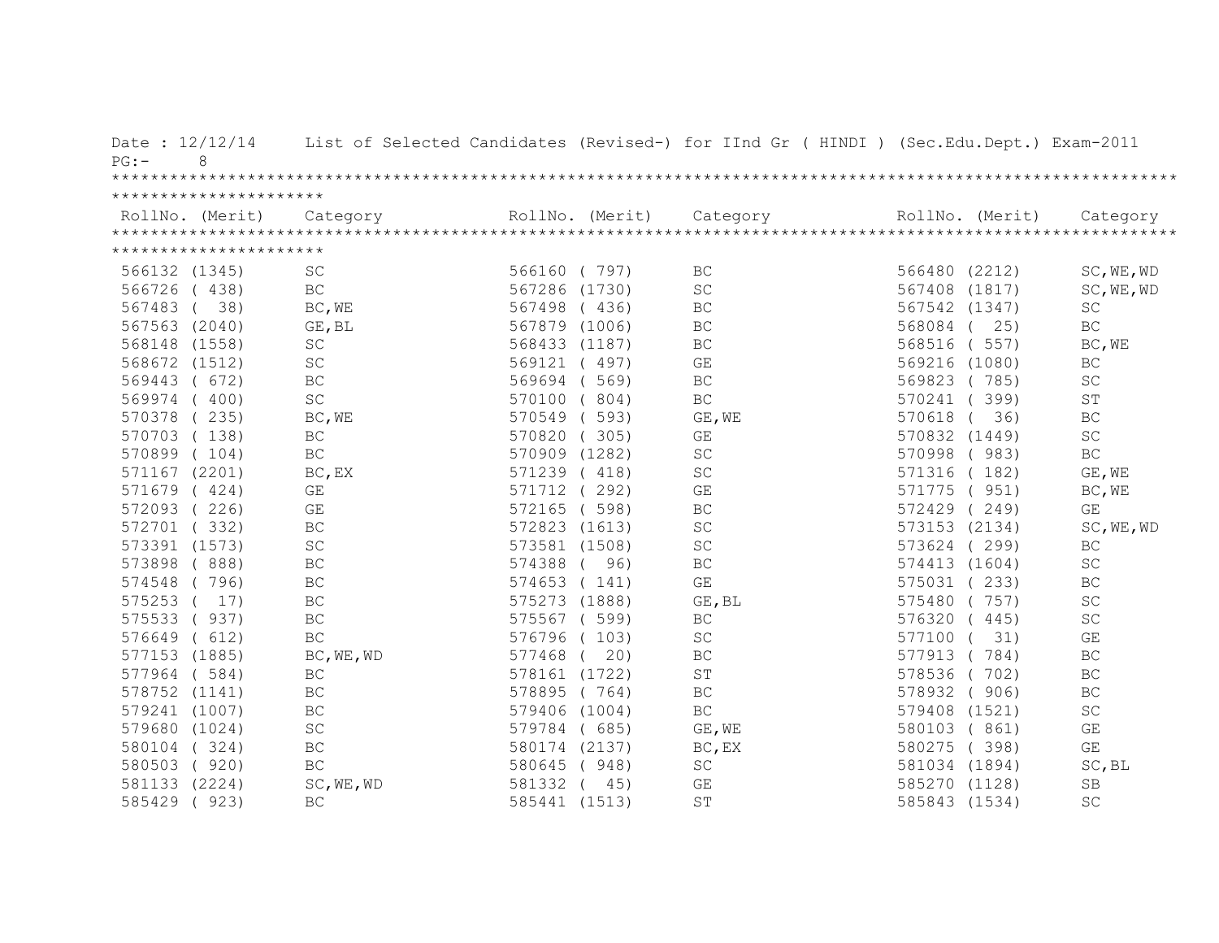Date : 12/12/14 List of Selected Candidates (Revised-) for IInd Gr ( HINDI ) (Sec.Edu.Dept.) Exam-2011

PG:- 8

| RollNo. (Merit) | Category | RollNo. (Merit) | Category | RollNo. (Merit) | Category |
|---|---|---|---|---|---|
| 566132 (1345) | SC | 566160 ( 797) | BC | 566480 (2212) | SC,WE,WD |
| 566726 ( 438) | BC | 567286 (1730) | SC | 567408 (1817) | SC,WE,WD |
| 567483 ( 38) | BC,WE | 567498 ( 436) | BC | 567542 (1347) | SC |
| 567563 (2040) | GE,BL | 567879 (1006) | BC | 568084 ( 25) | BC |
| 568148 (1558) | SC | 568433 (1187) | BC | 568516 ( 557) | BC,WE |
| 568672 (1512) | SC | 569121 ( 497) | GE | 569216 (1080) | BC |
| 569443 ( 672) | BC | 569694 ( 569) | BC | 569823 ( 785) | SC |
| 569974 ( 400) | SC | 570100 ( 804) | BC | 570241 ( 399) | ST |
| 570378 ( 235) | BC,WE | 570549 ( 593) | GE,WE | 570618 ( 36) | BC |
| 570703 ( 138) | BC | 570820 ( 305) | GE | 570832 (1449) | SC |
| 570899 ( 104) | BC | 570909 (1282) | SC | 570998 ( 983) | BC |
| 571167 (2201) | BC,EX | 571239 ( 418) | SC | 571316 ( 182) | GE,WE |
| 571679 ( 424) | GE | 571712 ( 292) | GE | 571775 ( 951) | BC,WE |
| 572093 ( 226) | GE | 572165 ( 598) | BC | 572429 ( 249) | GE |
| 572701 ( 332) | BC | 572823 (1613) | SC | 573153 (2134) | SC,WE,WD |
| 573391 (1573) | SC | 573581 (1508) | SC | 573624 ( 299) | BC |
| 573898 ( 888) | BC | 574388 ( 96) | BC | 574413 (1604) | SC |
| 574548 ( 796) | BC | 574653 ( 141) | GE | 575031 ( 233) | BC |
| 575253 ( 17) | BC | 575273 (1888) | GE,BL | 575480 ( 757) | SC |
| 575533 ( 937) | BC | 575567 ( 599) | BC | 576320 ( 445) | SC |
| 576649 ( 612) | BC | 576796 ( 103) | SC | 577100 ( 31) | GE |
| 577153 (1885) | BC,WE,WD | 577468 ( 20) | BC | 577913 ( 784) | BC |
| 577964 ( 584) | BC | 578161 (1722) | ST | 578536 ( 702) | BC |
| 578752 (1141) | BC | 578895 ( 764) | BC | 578932 ( 906) | BC |
| 579241 (1007) | BC | 579406 (1004) | BC | 579408 (1521) | SC |
| 579680 (1024) | SC | 579784 ( 685) | GE,WE | 580103 ( 861) | GE |
| 580104 ( 324) | BC | 580174 (2137) | BC,EX | 580275 ( 398) | GE |
| 580503 ( 920) | BC | 580645 ( 948) | SC | 581034 (1894) | SC,BL |
| 581133 (2224) | SC,WE,WD | 581332 ( 45) | GE | 585270 (1128) | SB |
| 585429 ( 923) | BC | 585441 (1513) | ST | 585843 (1534) | SC |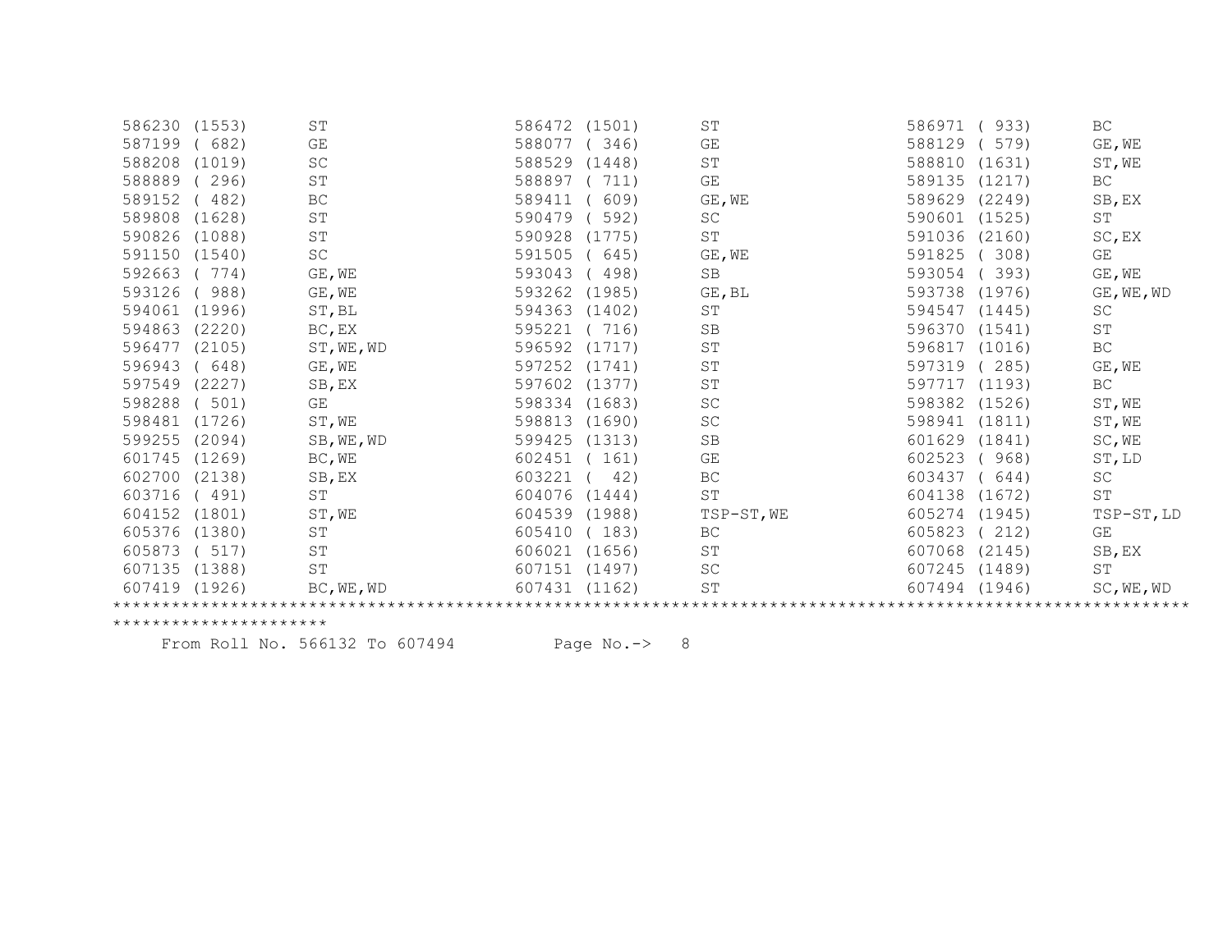| Roll No. | Rank | Category | Roll No. | Rank | Category | Roll No. | Rank | Category |
|---|---|---|---|---|---|---|---|---|
| 586230 | (1553) | ST | 586472 | (1501) | ST | 586971 | ( 933) | BC |
| 587199 | ( 682) | GE | 588077 | ( 346) | GE | 588129 | ( 579) | GE,WE |
| 588208 | (1019) | SC | 588529 | (1448) | ST | 588810 | (1631) | ST,WE |
| 588889 | ( 296) | ST | 588897 | ( 711) | GE | 589135 | (1217) | BC |
| 589152 | ( 482) | BC | 589411 | ( 609) | GE,WE | 589629 | (2249) | SB,EX |
| 589808 | (1628) | ST | 590479 | ( 592) | SC | 590601 | (1525) | ST |
| 590826 | (1088) | ST | 590928 | (1775) | ST | 591036 | (2160) | SC,EX |
| 591150 | (1540) | SC | 591505 | ( 645) | GE,WE | 591825 | ( 308) | GE |
| 592663 | ( 774) | GE,WE | 593043 | ( 498) | SB | 593054 | ( 393) | GE,WE |
| 593126 | ( 988) | GE,WE | 593262 | (1985) | GE,BL | 593738 | (1976) | GE,WE,WD |
| 594061 | (1996) | ST,BL | 594363 | (1402) | ST | 594547 | (1445) | SC |
| 594863 | (2220) | BC,EX | 595221 | ( 716) | SB | 596370 | (1541) | ST |
| 596477 | (2105) | ST,WE,WD | 596592 | (1717) | ST | 596817 | (1016) | BC |
| 596943 | ( 648) | GE,WE | 597252 | (1741) | ST | 597319 | ( 285) | GE,WE |
| 597549 | (2227) | SB,EX | 597602 | (1377) | ST | 597717 | (1193) | BC |
| 598288 | ( 501) | GE | 598334 | (1683) | SC | 598382 | (1526) | ST,WE |
| 598481 | (1726) | ST,WE | 598813 | (1690) | SC | 598941 | (1811) | ST,WE |
| 599255 | (2094) | SB,WE,WD | 599425 | (1313) | SB | 601629 | (1841) | SC,WE |
| 601745 | (1269) | BC,WE | 602451 | ( 161) | GE | 602523 | ( 968) | ST,LD |
| 602700 | (2138) | SB,EX | 603221 | (  42) | BC | 603437 | ( 644) | SC |
| 603716 | ( 491) | ST | 604076 | (1444) | ST | 604138 | (1672) | ST |
| 604152 | (1801) | ST,WE | 604539 | (1988) | TSP-ST,WE | 605274 | (1945) | TSP-ST,LD |
| 605376 | (1380) | ST | 605410 | ( 183) | BC | 605823 | ( 212) | GE |
| 605873 | ( 517) | ST | 606021 | (1656) | ST | 607068 | (2145) | SB,EX |
| 607135 | (1388) | ST | 607151 | (1497) | SC | 607245 | (1489) | ST |
| 607419 | (1926) | BC,WE,WD | 607431 | (1162) | ST | 607494 | (1946) | SC,WE,WD |

From Roll No. 566132 To 607494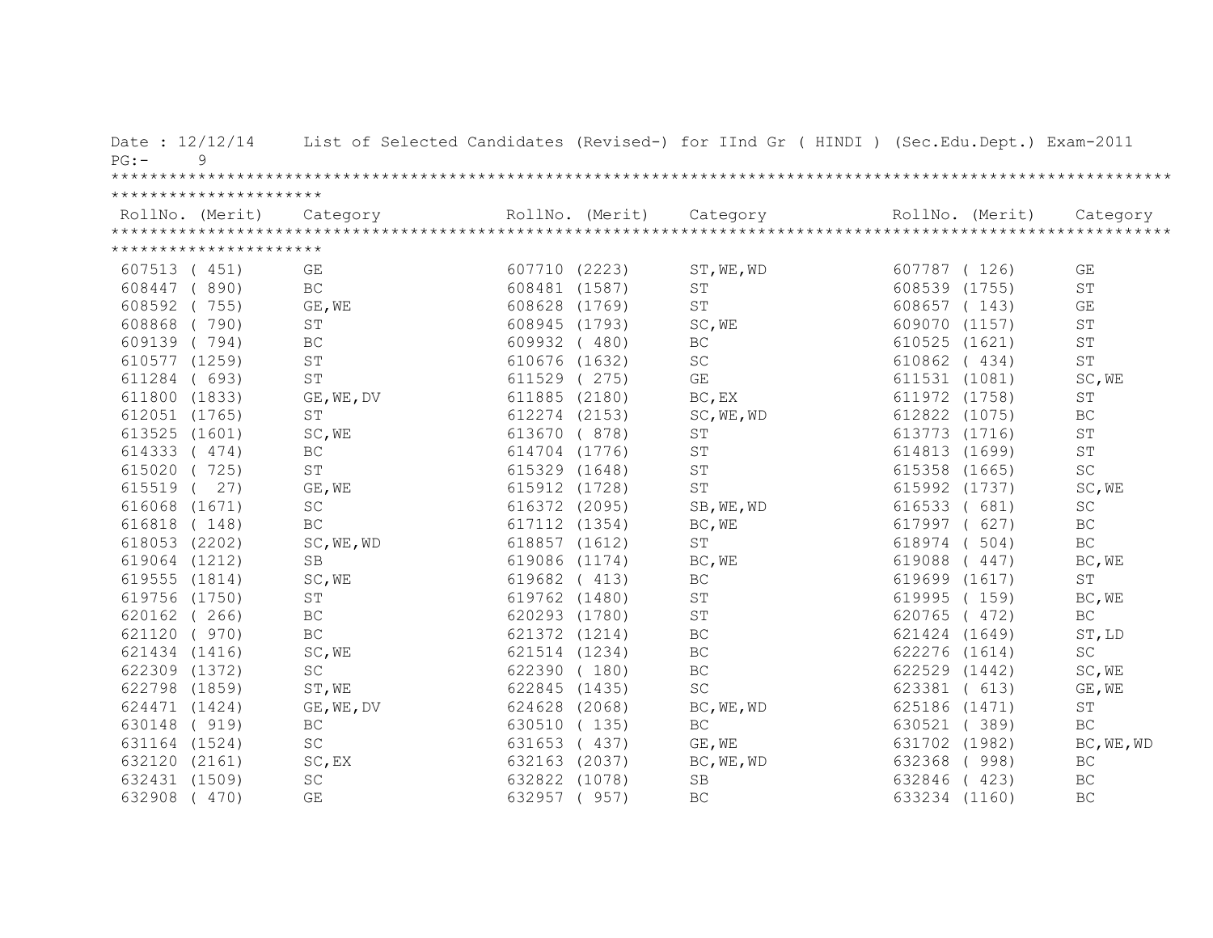Date : 12/12/14 List of Selected Candidates (Revised-) for IInd Gr ( HINDI ) (Sec.Edu.Dept.) Exam-2011

| RollNo. (Merit) | Category | RollNo. (Merit) | Category | RollNo. (Merit) | Category |
|---|---|---|---|---|---|
| 607513 ( 451) | GE | 607710 (2223) | ST,WE,WD | 607787 ( 126) | GE |
| 608447 ( 890) | BC | 608481 (1587) | ST | 608539 (1755) | ST |
| 608592 ( 755) | GE,WE | 608628 (1769) | ST | 608657 ( 143) | GE |
| 608868 ( 790) | ST | 608945 (1793) | SC,WE | 609070 (1157) | ST |
| 609139 ( 794) | BC | 609932 ( 480) | BC | 610525 (1621) | ST |
| 610577 (1259) | ST | 610676 (1632) | SC | 610862 ( 434) | ST |
| 611284 ( 693) | ST | 611529 ( 275) | GE | 611531 (1081) | SC,WE |
| 611800 (1833) | GE,WE,DV | 611885 (2180) | BC,EX | 611972 (1758) | ST |
| 612051 (1765) | ST | 612274 (2153) | SC,WE,WD | 612822 (1075) | BC |
| 613525 (1601) | SC,WE | 613670 ( 878) | ST | 613773 (1716) | ST |
| 614333 ( 474) | BC | 614704 (1776) | ST | 614813 (1699) | ST |
| 615020 ( 725) | ST | 615329 (1648) | ST | 615358 (1665) | SC |
| 615519 ( 27) | GE,WE | 615912 (1728) | ST | 615992 (1737) | SC,WE |
| 616068 (1671) | SC | 616372 (2095) | SB,WE,WD | 616533 ( 681) | SC |
| 616818 ( 148) | BC | 617112 (1354) | BC,WE | 617997 ( 627) | BC |
| 618053 (2202) | SC,WE,WD | 618857 (1612) | ST | 618974 ( 504) | BC |
| 619064 (1212) | SB | 619086 (1174) | BC,WE | 619088 ( 447) | BC,WE |
| 619555 (1814) | SC,WE | 619682 ( 413) | BC | 619699 (1617) | ST |
| 619756 (1750) | ST | 619762 (1480) | ST | 619995 ( 159) | BC,WE |
| 620162 ( 266) | BC | 620293 (1780) | ST | 620765 ( 472) | BC |
| 621120 ( 970) | BC | 621372 (1214) | BC | 621424 (1649) | ST,LD |
| 621434 (1416) | SC,WE | 621514 (1234) | BC | 622276 (1614) | SC |
| 622309 (1372) | SC | 622390 ( 180) | BC | 622529 (1442) | SC,WE |
| 622798 (1859) | ST,WE | 622845 (1435) | SC | 623381 ( 613) | GE,WE |
| 624471 (1424) | GE,WE,DV | 624628 (2068) | BC,WE,WD | 625186 (1471) | ST |
| 630148 ( 919) | BC | 630510 ( 135) | BC | 630521 ( 389) | BC |
| 631164 (1524) | SC | 631653 ( 437) | GE,WE | 631702 (1982) | BC,WE,WD |
| 632120 (2161) | SC,EX | 632163 (2037) | BC,WE,WD | 632368 ( 998) | BC |
| 632431 (1509) | SC | 632822 (1078) | SB | 632846 ( 423) | BC |
| 632908 ( 470) | GE | 632957 ( 957) | BC | 633234 (1160) | BC |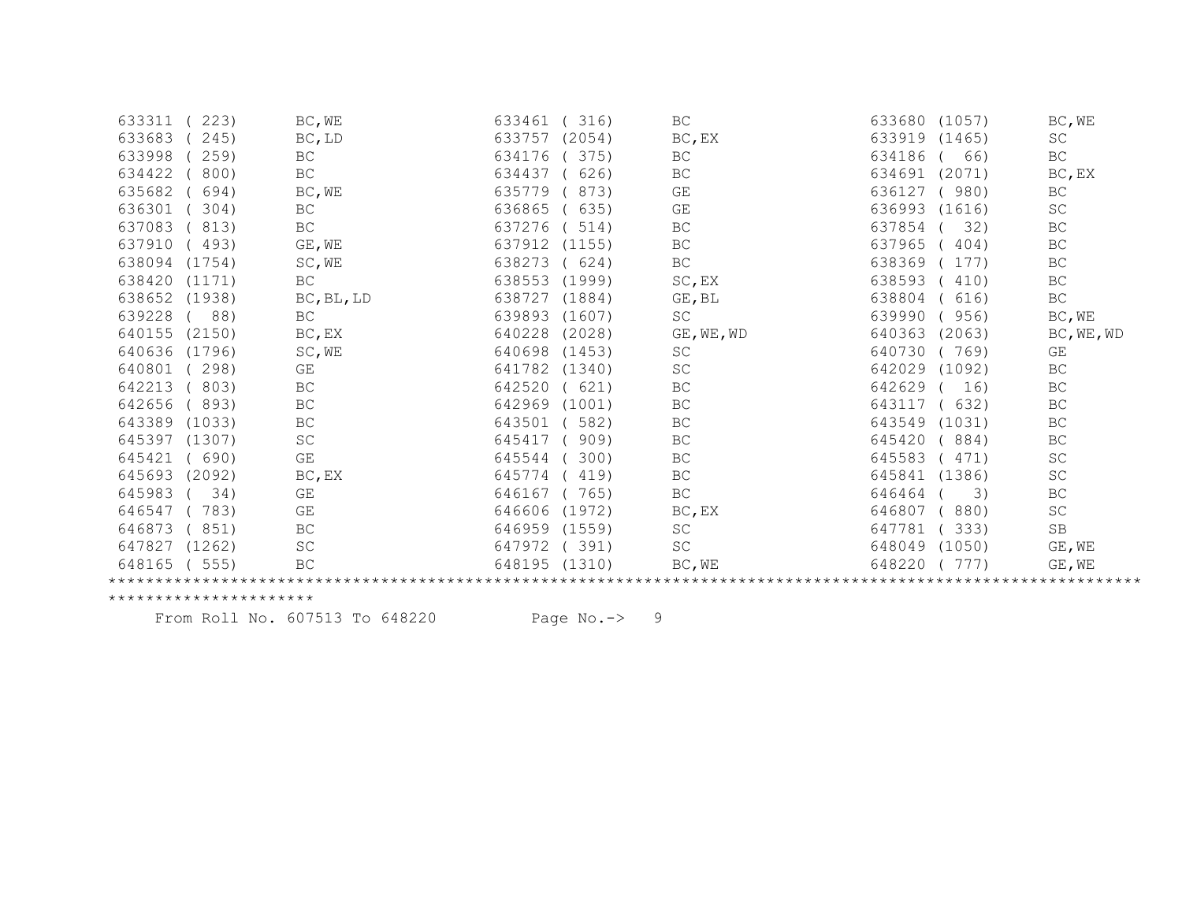| | | | | | |
|---|---|---|---|---|---|
| 633311 ( 223) | BC,WE | 633461 ( 316) | BC | 633680 (1057) | BC,WE |
| 633683 ( 245) | BC,LD | 633757 (2054) | BC,EX | 633919 (1465) | SC |
| 633998 ( 259) | BC | 634176 ( 375) | BC | 634186 (  66) | BC |
| 634422 ( 800) | BC | 634437 ( 626) | BC | 634691 (2071) | BC,EX |
| 635682 ( 694) | BC,WE | 635779 ( 873) | GE | 636127 ( 980) | BC |
| 636301 ( 304) | BC | 636865 ( 635) | GE | 636993 (1616) | SC |
| 637083 ( 813) | BC | 637276 ( 514) | BC | 637854 (  32) | BC |
| 637910 ( 493) | GE,WE | 637912 (1155) | BC | 637965 ( 404) | BC |
| 638094 (1754) | SC,WE | 638273 ( 624) | BC | 638369 ( 177) | BC |
| 638420 (1171) | BC | 638553 (1999) | SC,EX | 638593 ( 410) | BC |
| 638652 (1938) | BC,BL,LD | 638727 (1884) | GE,BL | 638804 ( 616) | BC |
| 639228 (  88) | BC | 639893 (1607) | SC | 639990 ( 956) | BC,WE |
| 640155 (2150) | BC,EX | 640228 (2028) | GE,WE,WD | 640363 (2063) | BC,WE,WD |
| 640636 (1796) | SC,WE | 640698 (1453) | SC | 640730 ( 769) | GE |
| 640801 ( 298) | GE | 641782 (1340) | SC | 642029 (1092) | BC |
| 642213 ( 803) | BC | 642520 ( 621) | BC | 642629 (  16) | BC |
| 642656 ( 893) | BC | 642969 (1001) | BC | 643117 ( 632) | BC |
| 643389 (1033) | BC | 643501 ( 582) | BC | 643549 (1031) | BC |
| 645397 (1307) | SC | 645417 ( 909) | BC | 645420 ( 884) | BC |
| 645421 ( 690) | GE | 645544 ( 300) | BC | 645583 ( 471) | SC |
| 645693 (2092) | BC,EX | 645774 ( 419) | BC | 645841 (1386) | SC |
| 645983 (  34) | GE | 646167 ( 765) | BC | 646464 (   3) | BC |
| 646547 ( 783) | GE | 646606 (1972) | BC,EX | 646807 ( 880) | SC |
| 646873 ( 851) | BC | 646959 (1559) | SC | 647781 ( 333) | SB |
| 647827 (1262) | SC | 647972 ( 391) | SC | 648049 (1050) | GE,WE |
| 648165 ( 555) | BC | 648195 (1310) | BC,WE | 648220 ( 777) | GE,WE |

*****************************************************************************************************************************

From Roll No. 607513 To 648220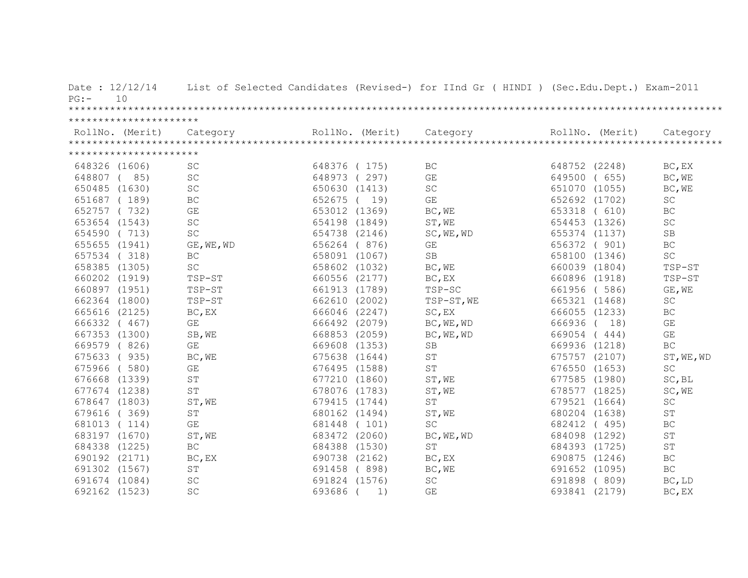Date : 12/12/14     List of Selected Candidates (Revised-) for IInd Gr ( HINDI ) (Sec.Edu.Dept.) Exam-2011

PG:- 10

| RollNo. (Merit) | Category | RollNo. (Merit) | Category | RollNo. (Merit) | Category |
|---|---|---|---|---|---|
| 648326 (1606) | SC | 648376 ( 175) | BC | 648752 (2248) | BC,EX |
| 648807 ( 85) | SC | 648973 ( 297) | GE | 649500 ( 655) | BC,WE |
| 650485 (1630) | SC | 650630 (1413) | SC | 651070 (1055) | BC,WE |
| 651687 ( 189) | BC | 652675 ( 19) | GE | 652692 (1702) | SC |
| 652757 ( 732) | GE | 653012 (1369) | BC,WE | 653318 ( 610) | BC |
| 653654 (1543) | SC | 654198 (1849) | ST,WE | 654453 (1326) | SC |
| 654590 ( 713) | SC | 654738 (2146) | SC,WE,WD | 655374 (1137) | SB |
| 655655 (1941) | GE,WE,WD | 656264 ( 876) | GE | 656372 ( 901) | BC |
| 657534 ( 318) | BC | 658091 (1067) | SB | 658100 (1346) | SC |
| 658385 (1305) | SC | 658602 (1032) | BC,WE | 660039 (1804) | TSP-ST |
| 660202 (1919) | TSP-ST | 660556 (2177) | BC,EX | 660896 (1918) | TSP-ST |
| 660897 (1951) | TSP-ST | 661913 (1789) | TSP-SC | 661956 ( 586) | GE,WE |
| 662364 (1800) | TSP-ST | 662610 (2002) | TSP-ST,WE | 665321 (1468) | SC |
| 665616 (2125) | BC,EX | 666046 (2247) | SC,EX | 666055 (1233) | BC |
| 666332 ( 467) | GE | 666492 (2079) | BC,WE,WD | 666936 ( 18) | GE |
| 667353 (1300) | SB,WE | 668853 (2059) | BC,WE,WD | 669054 ( 444) | GE |
| 669579 ( 826) | GE | 669608 (1353) | SB | 669936 (1218) | BC |
| 675633 ( 935) | BC,WE | 675638 (1644) | ST | 675757 (2107) | ST,WE,WD |
| 675966 ( 580) | GE | 676495 (1588) | ST | 676550 (1653) | SC |
| 676668 (1339) | ST | 677210 (1860) | ST,WE | 677585 (1980) | SC,BL |
| 677674 (1238) | ST | 678076 (1783) | ST,WE | 678577 (1825) | SC,WE |
| 678647 (1803) | ST,WE | 679415 (1744) | ST | 679521 (1664) | SC |
| 679616 ( 369) | ST | 680162 (1494) | ST,WE | 680204 (1638) | ST |
| 681013 ( 114) | GE | 681448 ( 101) | SC | 682412 ( 495) | BC |
| 683197 (1670) | ST,WE | 683472 (2060) | BC,WE,WD | 684098 (1292) | ST |
| 684338 (1225) | BC | 684388 (1530) | ST | 684393 (1725) | ST |
| 690192 (2171) | BC,EX | 690738 (2162) | BC,EX | 690875 (1246) | BC |
| 691302 (1567) | ST | 691458 ( 898) | BC,WE | 691652 (1095) | BC |
| 691674 (1084) | SC | 691824 (1576) | SC | 691898 ( 809) | BC,LD |
| 692162 (1523) | SC | 693686 ( 1) | GE | 693841 (2179) | BC,EX |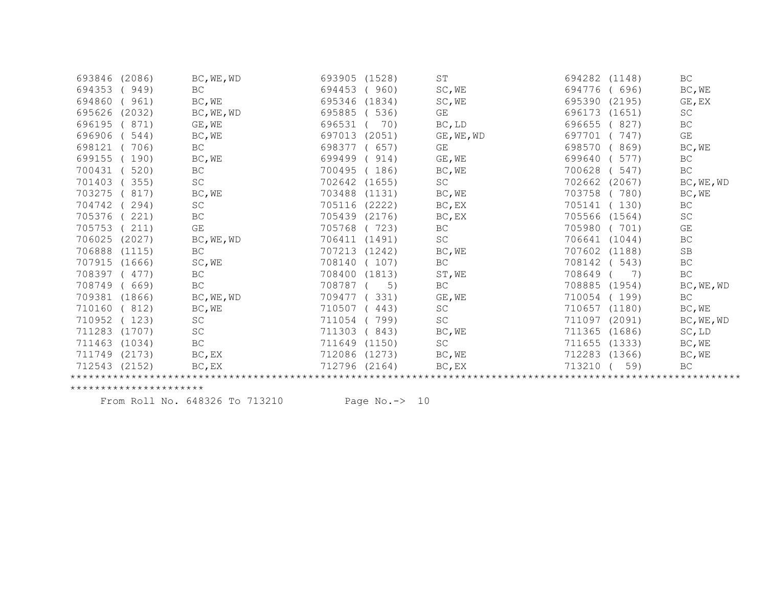| | | | | | |
|---|---|---|---|---|---|
| 693846 (2086) | BC,WE,WD | 693905 (1528) | ST | 694282 (1148) | BC |
| 694353 ( 949) | BC | 694453 ( 960) | SC,WE | 694776 ( 696) | BC,WE |
| 694860 ( 961) | BC,WE | 695346 (1834) | SC,WE | 695390 (2195) | GE,EX |
| 695626 (2032) | BC,WE,WD | 695885 ( 536) | GE | 696173 (1651) | SC |
| 696195 ( 871) | GE,WE | 696531 ( 70) | BC,LD | 696655 ( 827) | BC |
| 696906 ( 544) | BC,WE | 697013 (2051) | GE,WE,WD | 697701 ( 747) | GE |
| 698121 ( 706) | BC | 698377 ( 657) | GE | 698570 ( 869) | BC,WE |
| 699155 ( 190) | BC,WE | 699499 ( 914) | GE,WE | 699640 ( 577) | BC |
| 700431 ( 520) | BC | 700495 ( 186) | BC,WE | 700628 ( 547) | BC |
| 701403 ( 355) | SC | 702642 (1655) | SC | 702662 (2067) | BC,WE,WD |
| 703275 ( 817) | BC,WE | 703488 (1131) | BC,WE | 703758 ( 780) | BC,WE |
| 704742 ( 294) | SC | 705116 (2222) | BC,EX | 705141 ( 130) | BC |
| 705376 ( 221) | BC | 705439 (2176) | BC,EX | 705566 (1564) | SC |
| 705753 ( 211) | GE | 705768 ( 723) | BC | 705980 ( 701) | GE |
| 706025 (2027) | BC,WE,WD | 706411 (1491) | SC | 706641 (1044) | BC |
| 706888 (1115) | BC | 707213 (1242) | BC,WE | 707602 (1188) | SB |
| 707915 (1666) | SC,WE | 708140 ( 107) | BC | 708142 ( 543) | BC |
| 708397 ( 477) | BC | 708400 (1813) | ST,WE | 708649 ( 7) | BC |
| 708749 ( 669) | BC | 708787 ( 5) | BC | 708885 (1954) | BC,WE,WD |
| 709381 (1866) | BC,WE,WD | 709477 ( 331) | GE,WE | 710054 ( 199) | BC |
| 710160 ( 812) | BC,WE | 710507 ( 443) | SC | 710657 (1180) | BC,WE |
| 710952 ( 123) | SC | 711054 ( 799) | SC | 711097 (2091) | BC,WE,WD |
| 711283 (1707) | SC | 711303 ( 843) | BC,WE | 711365 (1686) | SC,LD |
| 711463 (1034) | BC | 711649 (1150) | SC | 711655 (1333) | BC,WE |
| 711749 (2173) | BC,EX | 712086 (1273) | BC,WE | 712283 (1366) | BC,WE |
| 712543 (2152) | BC,EX | 712796 (2164) | BC,EX | 713210 ( 59) | BC |

*****************************************************************************************************************************

From Roll No. 648326 To 713210 Page No.-> 10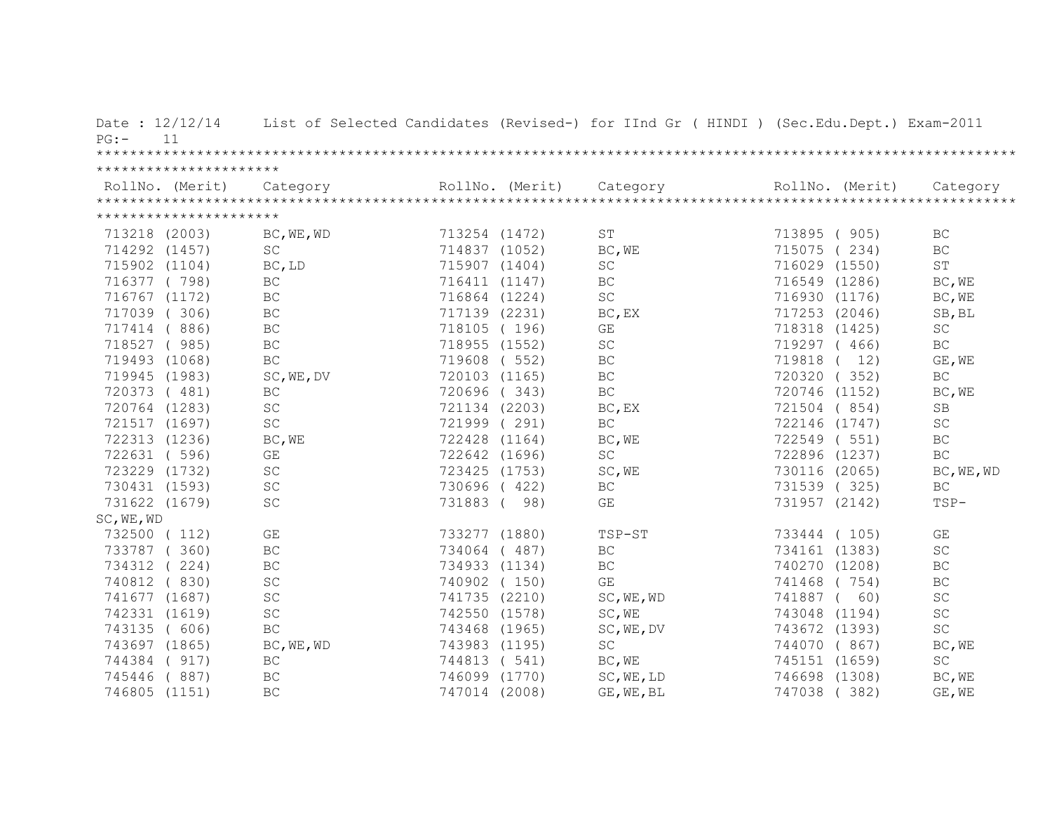Date : 12/12/14 List of Selected Candidates (Revised-) for IInd Gr ( HINDI ) (Sec.Edu.Dept.) Exam-2011

PG:- 11

| RollNo. (Merit) | Category | RollNo. (Merit) | Category | RollNo. (Merit) | Category |
|---|---|---|---|---|---|
| 713218 (2003) | BC,WE,WD | 713254 (1472) | ST | 713895 ( 905) | BC |
| 714292 (1457) | SC | 714837 (1052) | BC,WE | 715075 ( 234) | BC |
| 715902 (1104) | BC,LD | 715907 (1404) | SC | 716029 (1550) | ST |
| 716377 ( 798) | BC | 716411 (1147) | BC | 716549 (1286) | BC,WE |
| 716767 (1172) | BC | 716864 (1224) | SC | 716930 (1176) | BC,WE |
| 717039 ( 306) | BC | 717139 (2231) | BC,EX | 717253 (2046) | SB,BL |
| 717414 ( 886) | BC | 718105 ( 196) | GE | 718318 (1425) | SC |
| 718527 ( 985) | BC | 718955 (1552) | SC | 719297 ( 466) | BC |
| 719493 (1068) | BC | 719608 ( 552) | BC | 719818 ( 12) | GE,WE |
| 719945 (1983) | SC,WE,DV | 720103 (1165) | BC | 720320 ( 352) | BC |
| 720373 ( 481) | BC | 720696 ( 343) | BC | 720746 (1152) | BC,WE |
| 720764 (1283) | SC | 721134 (2203) | BC,EX | 721504 ( 854) | SB |
| 721517 (1697) | SC | 721999 ( 291) | BC | 722146 (1747) | SC |
| 722313 (1236) | BC,WE | 722428 (1164) | BC,WE | 722549 ( 551) | BC |
| 722631 ( 596) | GE | 722642 (1696) | SC | 722896 (1237) | BC |
| 723229 (1732) | SC | 723425 (1753) | SC,WE | 730116 (2065) | BC,WE,WD |
| 730431 (1593) | SC | 730696 ( 422) | BC | 731539 ( 325) | BC |
| 731622 (1679) | SC | 731883 ( 98) | GE | 731957 (2142) | TSP-SC,WE,WD |
| 732500 ( 112) | GE | 733277 (1880) | TSP-ST | 733444 ( 105) | GE |
| 733787 ( 360) | BC | 734064 ( 487) | BC | 734161 (1383) | SC |
| 734312 ( 224) | BC | 734933 (1134) | BC | 740270 (1208) | BC |
| 740812 ( 830) | SC | 740902 ( 150) | GE | 741468 ( 754) | BC |
| 741677 (1687) | SC | 741735 (2210) | SC,WE,WD | 741887 ( 60) | SC |
| 742331 (1619) | SC | 742550 (1578) | SC,WE | 743048 (1194) | SC |
| 743135 ( 606) | BC | 743468 (1965) | SC,WE,DV | 743672 (1393) | SC |
| 743697 (1865) | BC,WE,WD | 743983 (1195) | SC | 744070 ( 867) | BC,WE |
| 744384 ( 917) | BC | 744813 ( 541) | BC,WE | 745151 (1659) | SC |
| 745446 ( 887) | BC | 746099 (1770) | SC,WE,LD | 746698 (1308) | BC,WE |
| 746805 (1151) | BC | 747014 (2008) | GE,WE,BL | 747038 ( 382) | GE,WE |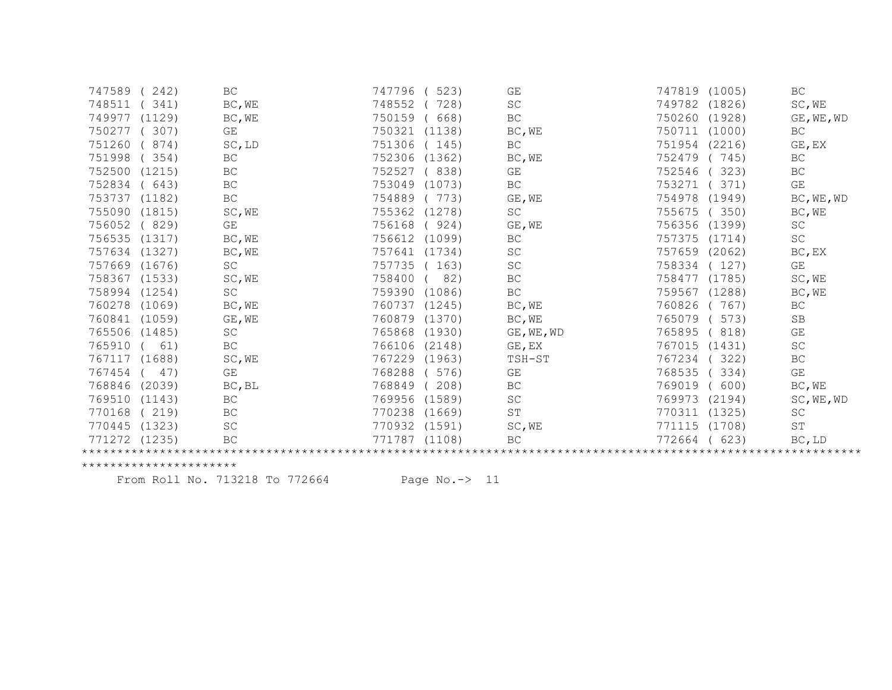| | | | | | |
|---|---|---|---|---|---|
| 747589 ( 242) | BC | 747796 ( 523) | GE | 747819 (1005) | BC |
| 748511 ( 341) | BC,WE | 748552 ( 728) | SC | 749782 (1826) | SC,WE |
| 749977 (1129) | BC,WE | 750159 ( 668) | BC | 750260 (1928) | GE,WE,WD |
| 750277 ( 307) | GE | 750321 (1138) | BC,WE | 750711 (1000) | BC |
| 751260 ( 874) | SC,LD | 751306 ( 145) | BC | 751954 (2216) | GE,EX |
| 751998 ( 354) | BC | 752306 (1362) | BC,WE | 752479 ( 745) | BC |
| 752500 (1215) | BC | 752527 ( 838) | GE | 752546 ( 323) | BC |
| 752834 ( 643) | BC | 753049 (1073) | BC | 753271 ( 371) | GE |
| 753737 (1182) | BC | 754889 ( 773) | GE,WE | 754978 (1949) | BC,WE,WD |
| 755090 (1815) | SC,WE | 755362 (1278) | SC | 755675 ( 350) | BC,WE |
| 756052 ( 829) | GE | 756168 ( 924) | GE,WE | 756356 (1399) | SC |
| 756535 (1317) | BC,WE | 756612 (1099) | BC | 757375 (1714) | SC |
| 757634 (1327) | BC,WE | 757641 (1734) | SC | 757659 (2062) | BC,EX |
| 757669 (1676) | SC | 757735 ( 163) | SC | 758334 ( 127) | GE |
| 758367 (1533) | SC,WE | 758400 ( 82) | BC | 758477 (1785) | SC,WE |
| 758994 (1254) | SC | 759390 (1086) | BC | 759567 (1288) | BC,WE |
| 760278 (1069) | BC,WE | 760737 (1245) | BC,WE | 760826 ( 767) | BC |
| 760841 (1059) | GE,WE | 760879 (1370) | BC,WE | 765079 ( 573) | SB |
| 765506 (1485) | SC | 765868 (1930) | GE,WE,WD | 765895 ( 818) | GE |
| 765910 ( 61) | BC | 766106 (2148) | GE,EX | 767015 (1431) | SC |
| 767117 (1688) | SC,WE | 767229 (1963) | TSH-ST | 767234 ( 322) | BC |
| 767454 ( 47) | GE | 768288 ( 576) | GE | 768535 ( 334) | GE |
| 768846 (2039) | BC,BL | 768849 ( 208) | BC | 769019 ( 600) | BC,WE |
| 769510 (1143) | BC | 769956 (1589) | SC | 769973 (2194) | SC,WE,WD |
| 770168 ( 219) | BC | 770238 (1669) | ST | 770311 (1325) | SC |
| 770445 (1323) | SC | 770932 (1591) | SC,WE | 771115 (1708) | ST |
| 771272 (1235) | BC | 771787 (1108) | BC | 772664 ( 623) | BC,LD |

From Roll No. 713218 To 772664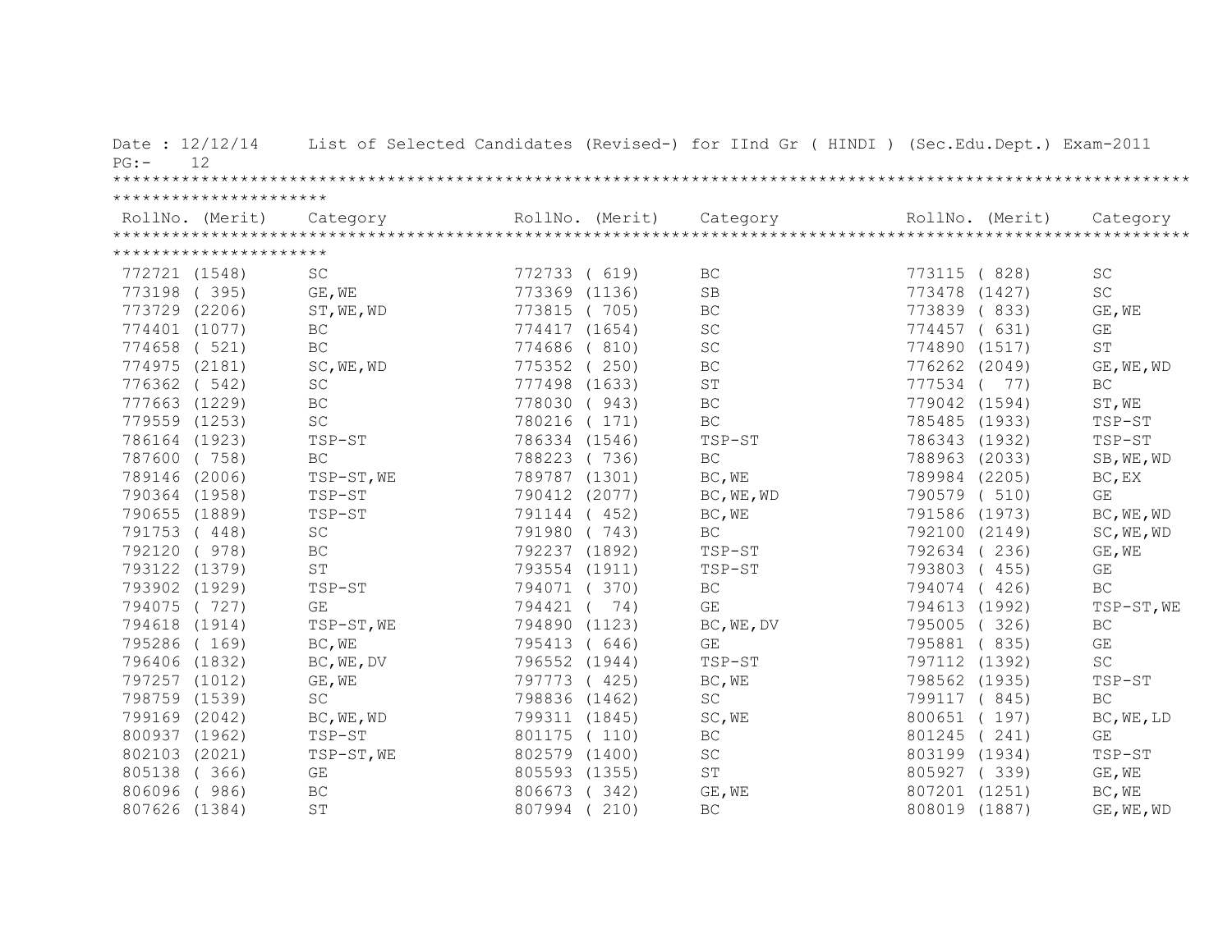Date : 12/12/14 List of Selected Candidates (Revised-) for IInd Gr ( HINDI ) (Sec.Edu.Dept.) Exam-2011

PG:- 12

| RollNo. (Merit) | Category | RollNo. (Merit) | Category | RollNo. (Merit) | Category |
|---|---|---|---|---|---|
| 772721 (1548) | SC | 772733 ( 619) | BC | 773115 ( 828) | SC |
| 773198 ( 395) | GE,WE | 773369 (1136) | SB | 773478 (1427) | SC |
| 773729 (2206) | ST,WE,WD | 773815 ( 705) | BC | 773839 ( 833) | GE,WE |
| 774401 (1077) | BC | 774417 (1654) | SC | 774457 ( 631) | GE |
| 774658 ( 521) | BC | 774686 ( 810) | SC | 774890 (1517) | ST |
| 774975 (2181) | SC,WE,WD | 775352 ( 250) | BC | 776262 (2049) | GE,WE,WD |
| 776362 ( 542) | SC | 777498 (1633) | ST | 777534 ( 77) | BC |
| 777663 (1229) | BC | 778030 ( 943) | BC | 779042 (1594) | ST,WE |
| 779559 (1253) | SC | 780216 ( 171) | BC | 785485 (1933) | TSP-ST |
| 786164 (1923) | TSP-ST | 786334 (1546) | TSP-ST | 786343 (1932) | TSP-ST |
| 787600 ( 758) | BC | 788223 ( 736) | BC | 788963 (2033) | SB,WE,WD |
| 789146 (2006) | TSP-ST,WE | 789787 (1301) | BC,WE | 789984 (2205) | BC,EX |
| 790364 (1958) | TSP-ST | 790412 (2077) | BC,WE,WD | 790579 ( 510) | GE |
| 790655 (1889) | TSP-ST | 791144 ( 452) | BC,WE | 791586 (1973) | BC,WE,WD |
| 791753 ( 448) | SC | 791980 ( 743) | BC | 792100 (2149) | SC,WE,WD |
| 792120 ( 978) | BC | 792237 (1892) | TSP-ST | 792634 ( 236) | GE,WE |
| 793122 (1379) | ST | 793554 (1911) | TSP-ST | 793803 ( 455) | GE |
| 793902 (1929) | TSP-ST | 794071 ( 370) | BC | 794074 ( 426) | BC |
| 794075 ( 727) | GE | 794421 ( 74) | GE | 794613 (1992) | TSP-ST,WE |
| 794618 (1914) | TSP-ST,WE | 794890 (1123) | BC,WE,DV | 795005 ( 326) | BC |
| 795286 ( 169) | BC,WE | 795413 ( 646) | GE | 795881 ( 835) | GE |
| 796406 (1832) | BC,WE,DV | 796552 (1944) | TSP-ST | 797112 (1392) | SC |
| 797257 (1012) | GE,WE | 797773 ( 425) | BC,WE | 798562 (1935) | TSP-ST |
| 798759 (1539) | SC | 798836 (1462) | SC | 799117 ( 845) | BC |
| 799169 (2042) | BC,WE,WD | 799311 (1845) | SC,WE | 800651 ( 197) | BC,WE,LD |
| 800937 (1962) | TSP-ST | 801175 ( 110) | BC | 801245 ( 241) | GE |
| 802103 (2021) | TSP-ST,WE | 802579 (1400) | SC | 803199 (1934) | TSP-ST |
| 805138 ( 366) | GE | 805593 (1355) | ST | 805927 ( 339) | GE,WE |
| 806096 ( 986) | BC | 806673 ( 342) | GE,WE | 807201 (1251) | BC,WE |
| 807626 (1384) | ST | 807994 ( 210) | BC | 808019 (1887) | GE,WE,WD |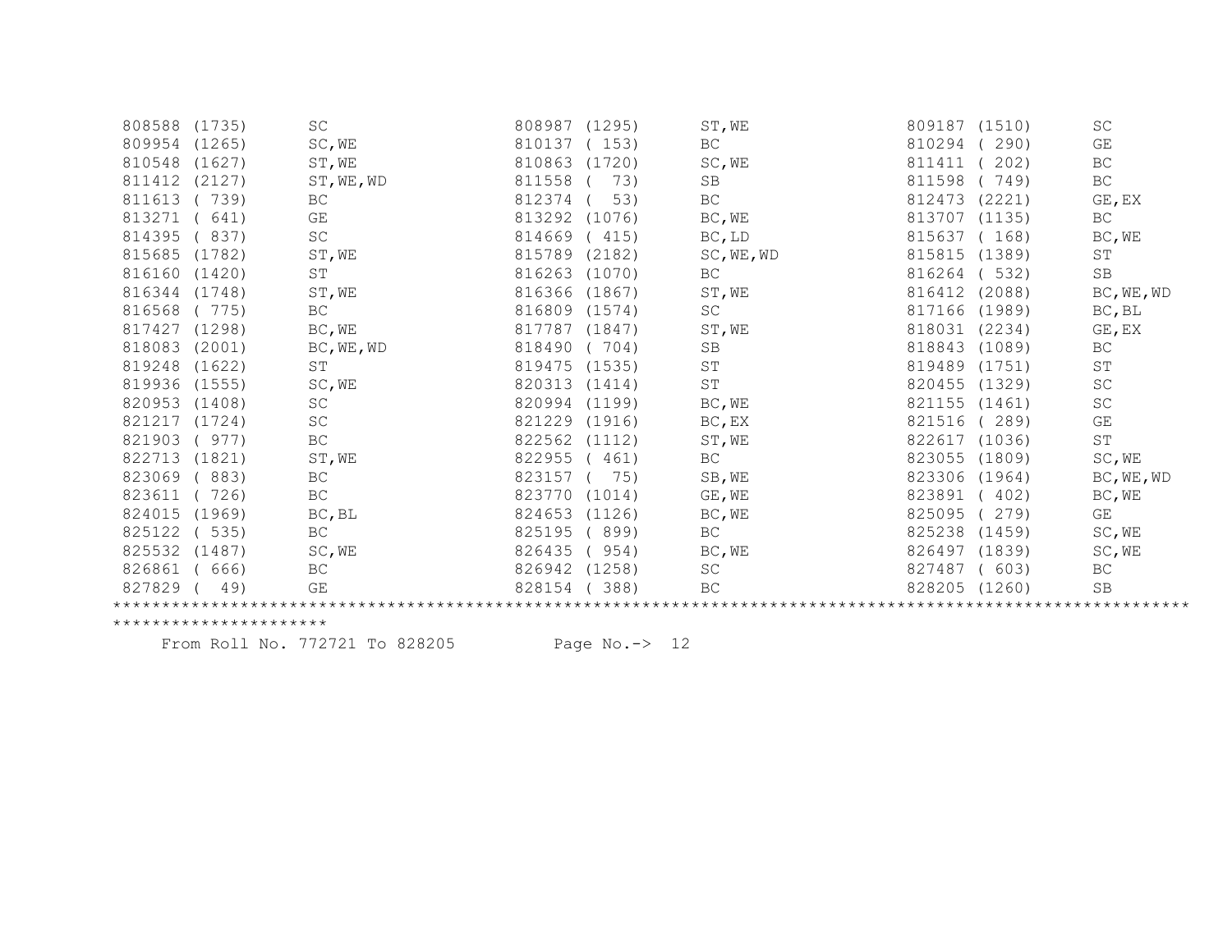| | | | | | |
|---|---|---|---|---|---|
| 808588 (1735) | SC | 808987 (1295) | ST,WE | 809187 (1510) | SC |
| 809954 (1265) | SC,WE | 810137 ( 153) | BC | 810294 ( 290) | GE |
| 810548 (1627) | ST,WE | 810863 (1720) | SC,WE | 811411 ( 202) | BC |
| 811412 (2127) | ST,WE,WD | 811558 ( 73) | SB | 811598 ( 749) | BC |
| 811613 ( 739) | BC | 812374 ( 53) | BC | 812473 (2221) | GE,EX |
| 813271 ( 641) | GE | 813292 (1076) | BC,WE | 813707 (1135) | BC |
| 814395 ( 837) | SC | 814669 ( 415) | BC,LD | 815637 ( 168) | BC,WE |
| 815685 (1782) | ST,WE | 815789 (2182) | SC,WE,WD | 815815 (1389) | ST |
| 816160 (1420) | ST | 816263 (1070) | BC | 816264 ( 532) | SB |
| 816344 (1748) | ST,WE | 816366 (1867) | ST,WE | 816412 (2088) | BC,WE,WD |
| 816568 ( 775) | BC | 816809 (1574) | SC | 817166 (1989) | BC,BL |
| 817427 (1298) | BC,WE | 817787 (1847) | ST,WE | 818031 (2234) | GE,EX |
| 818083 (2001) | BC,WE,WD | 818490 ( 704) | SB | 818843 (1089) | BC |
| 819248 (1622) | ST | 819475 (1535) | ST | 819489 (1751) | ST |
| 819936 (1555) | SC,WE | 820313 (1414) | ST | 820455 (1329) | SC |
| 820953 (1408) | SC | 820994 (1199) | BC,WE | 821155 (1461) | SC |
| 821217 (1724) | SC | 821229 (1916) | BC,EX | 821516 ( 289) | GE |
| 821903 ( 977) | BC | 822562 (1112) | ST,WE | 822617 (1036) | ST |
| 822713 (1821) | ST,WE | 822955 ( 461) | BC | 823055 (1809) | SC,WE |
| 823069 ( 883) | BC | 823157 ( 75) | SB,WE | 823306 (1964) | BC,WE,WD |
| 823611 ( 726) | BC | 823770 (1014) | GE,WE | 823891 ( 402) | BC,WE |
| 824015 (1969) | BC,BL | 824653 (1126) | BC,WE | 825095 ( 279) | GE |
| 825122 ( 535) | BC | 825195 ( 899) | BC | 825238 (1459) | SC,WE |
| 825532 (1487) | SC,WE | 826435 ( 954) | BC,WE | 826497 (1839) | SC,WE |
| 826861 ( 666) | BC | 826942 (1258) | SC | 827487 ( 603) | BC |
| 827829 ( 49) | GE | 828154 ( 388) | BC | 828205 (1260) | SB |

*****************************************************************************************************************************

From Roll No. 772721 To 828205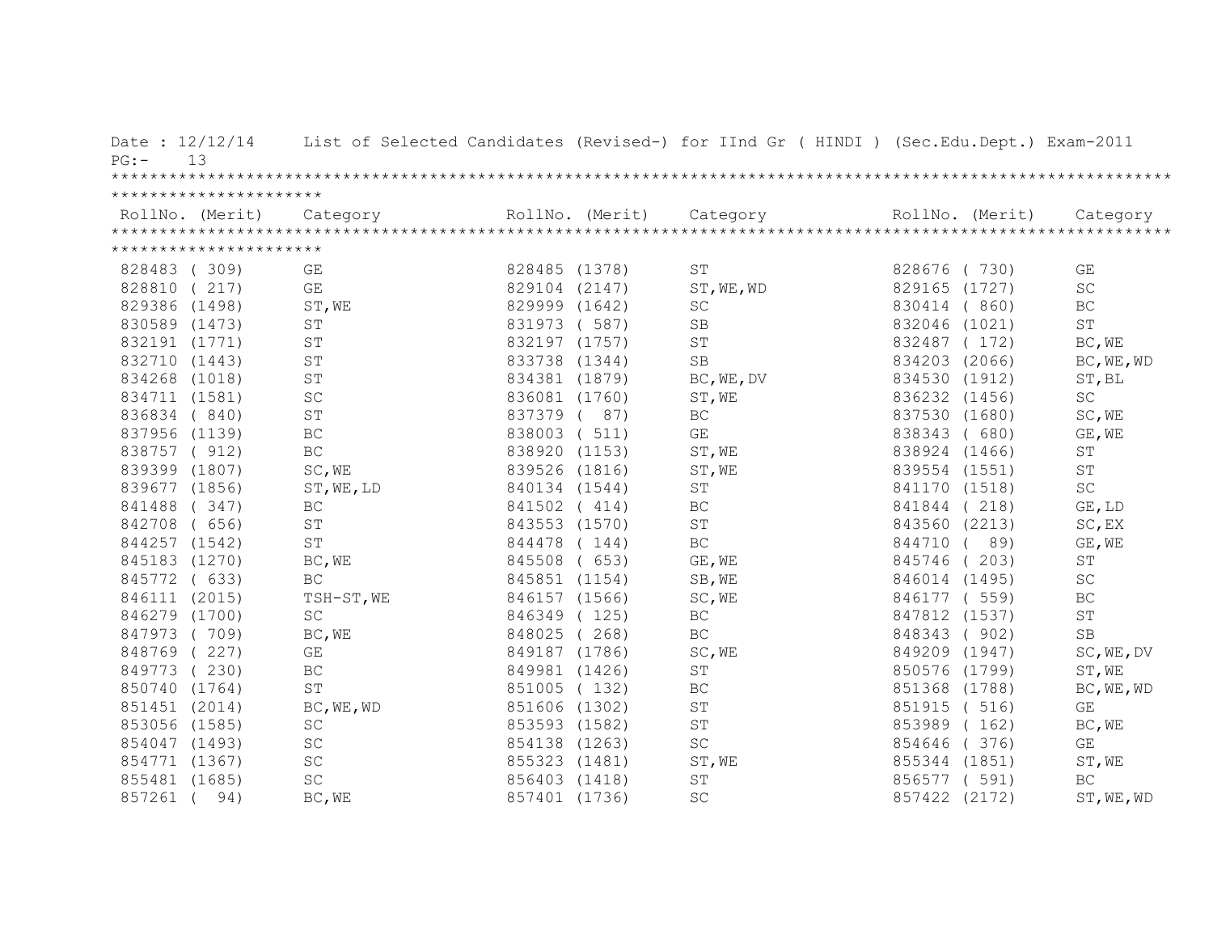Date : 12/12/14 List of Selected Candidates (Revised-) for IInd Gr ( HINDI ) (Sec.Edu.Dept.) Exam-2011

PG:- 13

| RollNo. (Merit) | Category | RollNo. (Merit) | Category | RollNo. (Merit) | Category |
|---|---|---|---|---|---|
| 828483 ( 309) | GE | 828485 (1378) | ST | 828676 ( 730) | GE |
| 828810 ( 217) | GE | 829104 (2147) | ST,WE,WD | 829165 (1727) | SC |
| 829386 (1498) | ST,WE | 829999 (1642) | SC | 830414 ( 860) | BC |
| 830589 (1473) | ST | 831973 ( 587) | SB | 832046 (1021) | ST |
| 832191 (1771) | ST | 832197 (1757) | ST | 832487 ( 172) | BC,WE |
| 832710 (1443) | ST | 833738 (1344) | SB | 834203 (2066) | BC,WE,WD |
| 834268 (1018) | ST | 834381 (1879) | BC,WE,DV | 834530 (1912) | ST,BL |
| 834711 (1581) | SC | 836081 (1760) | ST,WE | 836232 (1456) | SC |
| 836834 ( 840) | ST | 837379 ( 87) | BC | 837530 (1680) | SC,WE |
| 837956 (1139) | BC | 838003 ( 511) | GE | 838343 ( 680) | GE,WE |
| 838757 ( 912) | BC | 838920 (1153) | ST,WE | 838924 (1466) | ST |
| 839399 (1807) | SC,WE | 839526 (1816) | ST,WE | 839554 (1551) | ST |
| 839677 (1856) | ST,WE,LD | 840134 (1544) | ST | 841170 (1518) | SC |
| 841488 ( 347) | BC | 841502 ( 414) | BC | 841844 ( 218) | GE,LD |
| 842708 ( 656) | ST | 843553 (1570) | ST | 843560 (2213) | SC,EX |
| 844257 (1542) | ST | 844478 ( 144) | BC | 844710 ( 89) | GE,WE |
| 845183 (1270) | BC,WE | 845508 ( 653) | GE,WE | 845746 ( 203) | ST |
| 845772 ( 633) | BC | 845851 (1154) | SB,WE | 846014 (1495) | SC |
| 846111 (2015) | TSH-ST,WE | 846157 (1566) | SC,WE | 846177 ( 559) | BC |
| 846279 (1700) | SC | 846349 ( 125) | BC | 847812 (1537) | ST |
| 847973 ( 709) | BC,WE | 848025 ( 268) | BC | 848343 ( 902) | SB |
| 848769 ( 227) | GE | 849187 (1786) | SC,WE | 849209 (1947) | SC,WE,DV |
| 849773 ( 230) | BC | 849981 (1426) | ST | 850576 (1799) | ST,WE |
| 850740 (1764) | ST | 851005 ( 132) | BC | 851368 (1788) | BC,WE,WD |
| 851451 (2014) | BC,WE,WD | 851606 (1302) | ST | 851915 ( 516) | GE |
| 853056 (1585) | SC | 853593 (1582) | ST | 853989 ( 162) | BC,WE |
| 854047 (1493) | SC | 854138 (1263) | SC | 854646 ( 376) | GE |
| 854771 (1367) | SC | 855323 (1481) | ST,WE | 855344 (1851) | ST,WE |
| 855481 (1685) | SC | 856403 (1418) | ST | 856577 ( 591) | BC |
| 857261 ( 94) | BC,WE | 857401 (1736) | SC | 857422 (2172) | ST,WE,WD |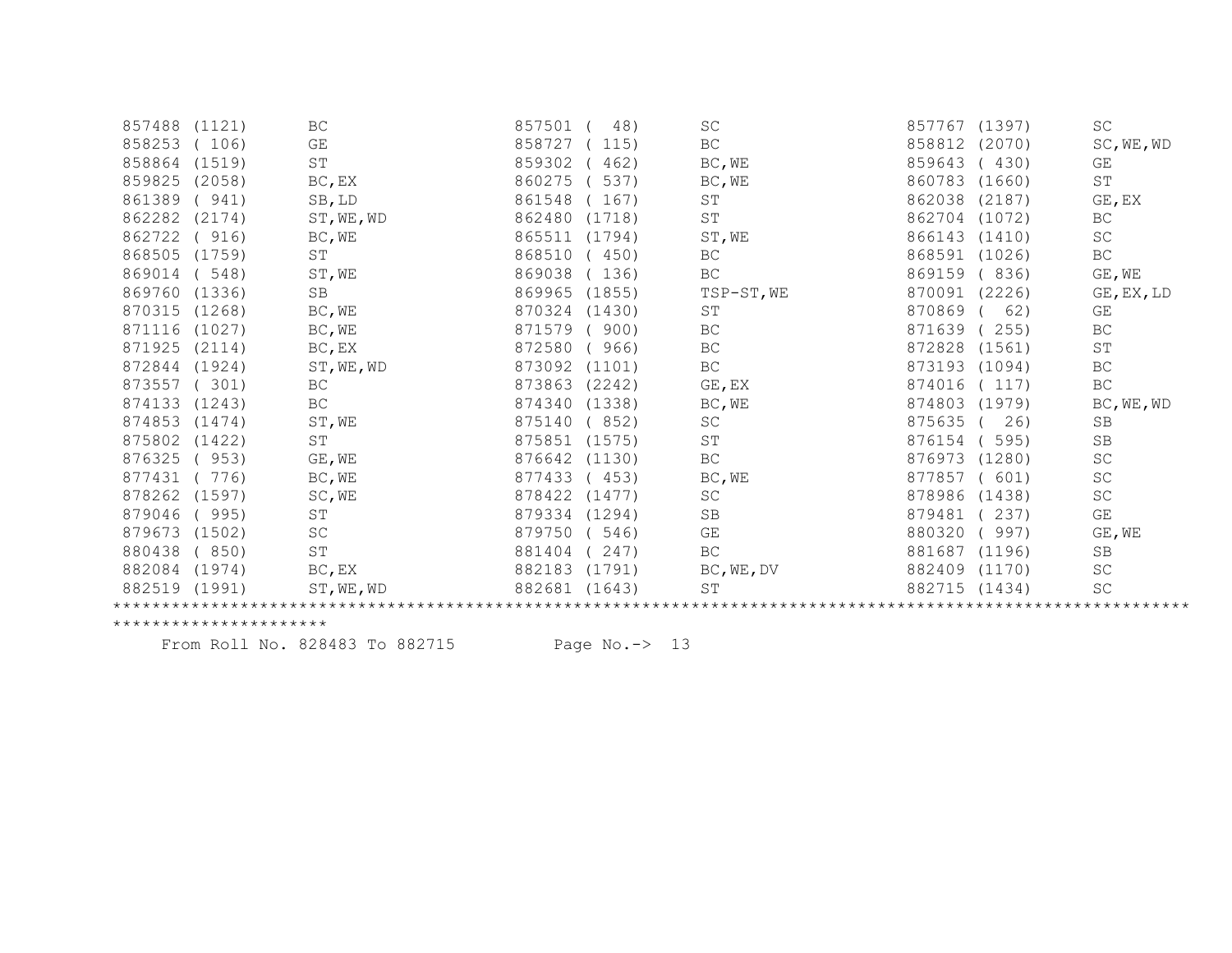| | | | | | |
|---|---|---|---|---|---|
| 857488 (1121) | BC | 857501 ( 48) | SC | 857767 (1397) | SC |
| 858253 ( 106) | GE | 858727 ( 115) | BC | 858812 (2070) | SC,WE,WD |
| 858864 (1519) | ST | 859302 ( 462) | BC,WE | 859643 ( 430) | GE |
| 859825 (2058) | BC,EX | 860275 ( 537) | BC,WE | 860783 (1660) | ST |
| 861389 ( 941) | SB,LD | 861548 ( 167) | ST | 862038 (2187) | GE,EX |
| 862282 (2174) | ST,WE,WD | 862480 (1718) | ST | 862704 (1072) | BC |
| 862722 ( 916) | BC,WE | 865511 (1794) | ST,WE | 866143 (1410) | SC |
| 868505 (1759) | ST | 868510 ( 450) | BC | 868591 (1026) | BC |
| 869014 ( 548) | ST,WE | 869038 ( 136) | BC | 869159 ( 836) | GE,WE |
| 869760 (1336) | SB | 869965 (1855) | TSP-ST,WE | 870091 (2226) | GE,EX,LD |
| 870315 (1268) | BC,WE | 870324 (1430) | ST | 870869 ( 62) | GE |
| 871116 (1027) | BC,WE | 871579 ( 900) | BC | 871639 ( 255) | BC |
| 871925 (2114) | BC,EX | 872580 ( 966) | BC | 872828 (1561) | ST |
| 872844 (1924) | ST,WE,WD | 873092 (1101) | BC | 873193 (1094) | BC |
| 873557 ( 301) | BC | 873863 (2242) | GE,EX | 874016 ( 117) | BC |
| 874133 (1243) | BC | 874340 (1338) | BC,WE | 874803 (1979) | BC,WE,WD |
| 874853 (1474) | ST,WE | 875140 ( 852) | SC | 875635 ( 26) | SB |
| 875802 (1422) | ST | 875851 (1575) | ST | 876154 ( 595) | SB |
| 876325 ( 953) | GE,WE | 876642 (1130) | BC | 876973 (1280) | SC |
| 877431 ( 776) | BC,WE | 877433 ( 453) | BC,WE | 877857 ( 601) | SC |
| 878262 (1597) | SC,WE | 878422 (1477) | SC | 878986 (1438) | SC |
| 879046 ( 995) | ST | 879334 (1294) | SB | 879481 ( 237) | GE |
| 879673 (1502) | SC | 879750 ( 546) | GE | 880320 ( 997) | GE,WE |
| 880438 ( 850) | ST | 881404 ( 247) | BC | 881687 (1196) | SB |
| 882084 (1974) | BC,EX | 882183 (1791) | BC,WE,DV | 882409 (1170) | SC |
| 882519 (1991) | ST,WE,WD | 882681 (1643) | ST | 882715 (1434) | SC |

From Roll No. 828483 To 882715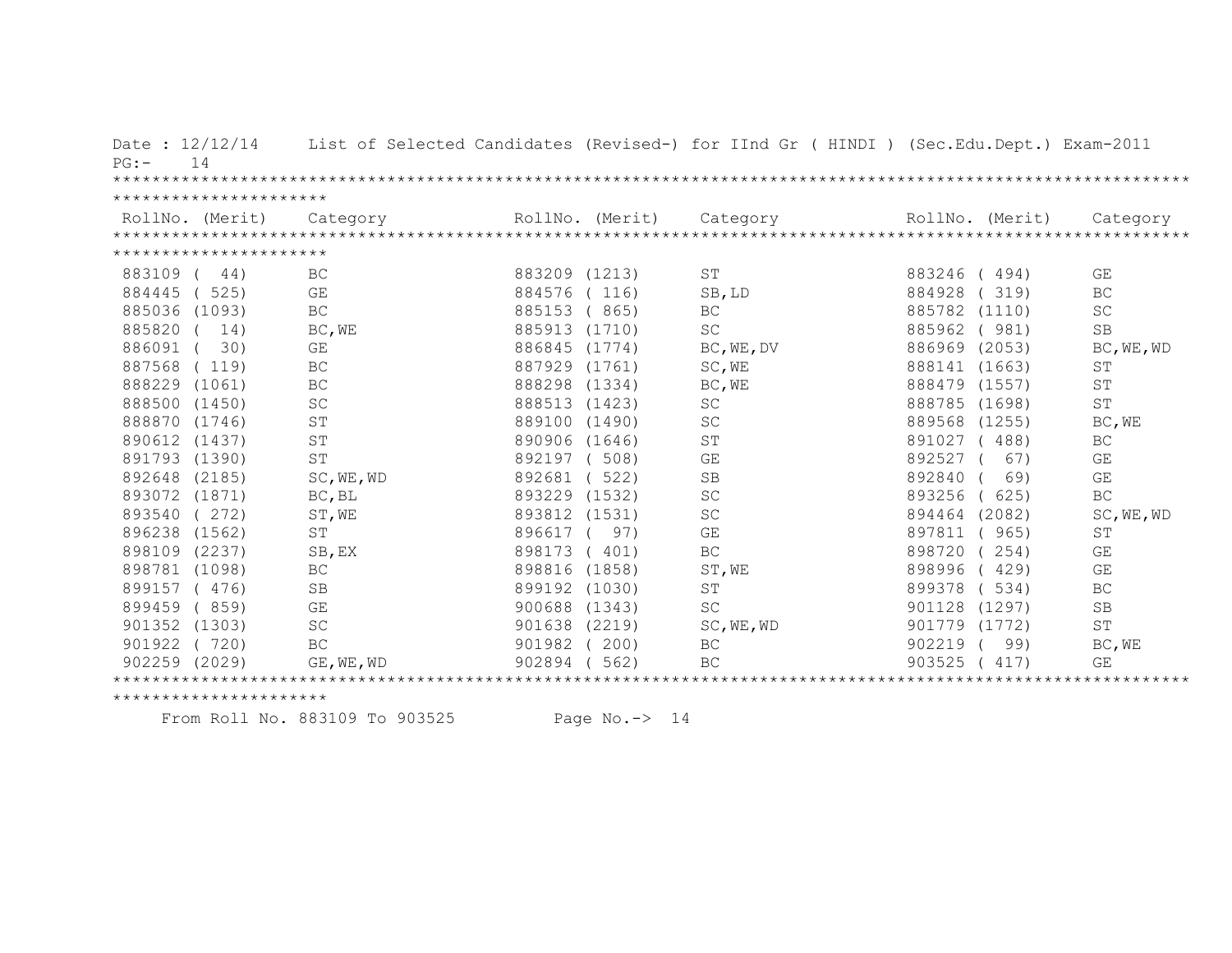Date : 12/12/14 List of Selected Candidates (Revised-) for IInd Gr ( HINDI ) (Sec.Edu.Dept.) Exam-2011

| RollNo. (Merit) | Category | RollNo. (Merit) | Category | RollNo. (Merit) | Category |
|---|---|---|---|---|---|
| 883109 ( 44) | BC | 883209 (1213) | ST | 883246 ( 494) | GE |
| 884445 ( 525) | GE | 884576 ( 116) | SB,LD | 884928 ( 319) | BC |
| 885036 (1093) | BC | 885153 ( 865) | BC | 885782 (1110) | SC |
| 885820 ( 14) | BC,WE | 885913 (1710) | SC | 885962 ( 981) | SB |
| 886091 ( 30) | GE | 886845 (1774) | BC,WE,DV | 886969 (2053) | BC,WE,WD |
| 887568 ( 119) | BC | 887929 (1761) | SC,WE | 888141 (1663) | ST |
| 888229 (1061) | BC | 888298 (1334) | BC,WE | 888479 (1557) | ST |
| 888500 (1450) | SC | 888513 (1423) | SC | 888785 (1698) | ST |
| 888870 (1746) | ST | 889100 (1490) | SC | 889568 (1255) | BC,WE |
| 890612 (1437) | ST | 890906 (1646) | ST | 891027 ( 488) | BC |
| 891793 (1390) | ST | 892197 ( 508) | GE | 892527 ( 67) | GE |
| 892648 (2185) | SC,WE,WD | 892681 ( 522) | SB | 892840 ( 69) | GE |
| 893072 (1871) | BC,BL | 893229 (1532) | SC | 893256 ( 625) | BC |
| 893540 ( 272) | ST,WE | 893812 (1531) | SC | 894464 (2082) | SC,WE,WD |
| 896238 (1562) | ST | 896617 ( 97) | GE | 897811 ( 965) | ST |
| 898109 (2237) | SB,EX | 898173 ( 401) | BC | 898720 ( 254) | GE |
| 898781 (1098) | BC | 898816 (1858) | ST,WE | 898996 ( 429) | GE |
| 899157 ( 476) | SB | 899192 (1030) | ST | 899378 ( 534) | BC |
| 899459 ( 859) | GE | 900688 (1343) | SC | 901128 (1297) | SB |
| 901352 (1303) | SC | 901638 (2219) | SC,WE,WD | 901779 (1772) | ST |
| 901922 ( 720) | BC | 901982 ( 200) | BC | 902219 ( 99) | BC,WE |
| 902259 (2029) | GE,WE,WD | 902894 ( 562) | BC | 903525 ( 417) | GE |

From Roll No. 883109 To 903525